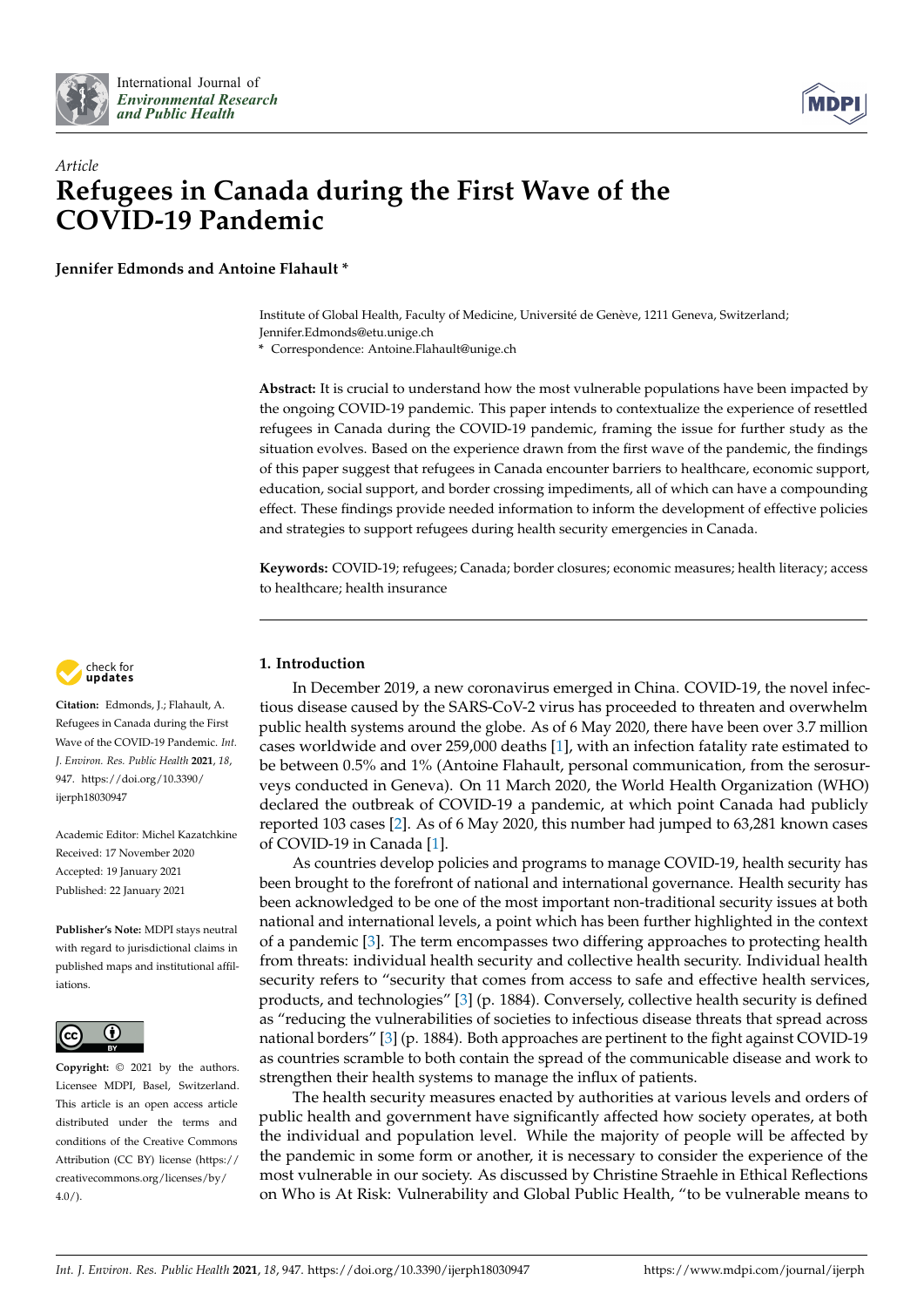International Journal of
*Environmental Research and Public Health*

*Article*

# Refugees in Canada during the First Wave of the COVID-19 Pandemic

**Jennifer Edmonds and Antoine Flahault ***

Institute of Global Health, Faculty of Medicine, Université de Genève, 1211 Geneva, Switzerland; Jennifer.Edmonds@etu.unige.ch

* Correspondence: Antoine.Flahault@unige.ch

**Abstract:** It is crucial to understand how the most vulnerable populations have been impacted by the ongoing COVID-19 pandemic. This paper intends to contextualize the experience of resettled refugees in Canada during the COVID-19 pandemic, framing the issue for further study as the situation evolves. Based on the experience drawn from the first wave of the pandemic, the findings of this paper suggest that refugees in Canada encounter barriers to healthcare, economic support, education, social support, and border crossing impediments, all of which can have a compounding effect. These findings provide needed information to inform the development of effective policies and strategies to support refugees during health security emergencies in Canada.

**Keywords:** COVID-19; refugees; Canada; border closures; economic measures; health literacy; access to healthcare; health insurance

**Citation:** Edmonds, J.; Flahault, A. Refugees in Canada during the First Wave of the COVID-19 Pandemic. *Int. J. Environ. Res. Public Health* **2021**, *18*, 947. https://doi.org/10.3390/ijerph18030947

Academic Editor: Michel Kazatchkine

Received: 17 November 2020
Accepted: 19 January 2021
Published: 22 January 2021

**Publisher's Note:** MDPI stays neutral with regard to jurisdictional claims in published maps and institutional affiliations.

**Copyright:** © 2021 by the authors. Licensee MDPI, Basel, Switzerland. This article is an open access article distributed under the terms and conditions of the Creative Commons Attribution (CC BY) license (https://creativecommons.org/licenses/by/4.0/).

## 1. Introduction

In December 2019, a new coronavirus emerged in China. COVID-19, the novel infectious disease caused by the SARS-CoV-2 virus has proceeded to threaten and overwhelm public health systems around the globe. As of 6 May 2020, there have been over 3.7 million cases worldwide and over 259,000 deaths [1], with an infection fatality rate estimated to be between 0.5% and 1% (Antoine Flahault, personal communication, from the serosurveys conducted in Geneva). On 11 March 2020, the World Health Organization (WHO) declared the outbreak of COVID-19 a pandemic, at which point Canada had publicly reported 103 cases [2]. As of 6 May 2020, this number had jumped to 63,281 known cases of COVID-19 in Canada [1].

As countries develop policies and programs to manage COVID-19, health security has been brought to the forefront of national and international governance. Health security has been acknowledged to be one of the most important non-traditional security issues at both national and international levels, a point which has been further highlighted in the context of a pandemic [3]. The term encompasses two differing approaches to protecting health from threats: individual health security and collective health security. Individual health security refers to "security that comes from access to safe and effective health services, products, and technologies" [3] (p. 1884). Conversely, collective health security is defined as "reducing the vulnerabilities of societies to infectious disease threats that spread across national borders" [3] (p. 1884). Both approaches are pertinent to the fight against COVID-19 as countries scramble to both contain the spread of the communicable disease and work to strengthen their health systems to manage the influx of patients.

The health security measures enacted by authorities at various levels and orders of public health and government have significantly affected how society operates, at both the individual and population level. While the majority of people will be affected by the pandemic in some form or another, it is necessary to consider the experience of the most vulnerable in our society. As discussed by Christine Straehle in Ethical Reflections on Who is At Risk: Vulnerability and Global Public Health, "to be vulnerable means to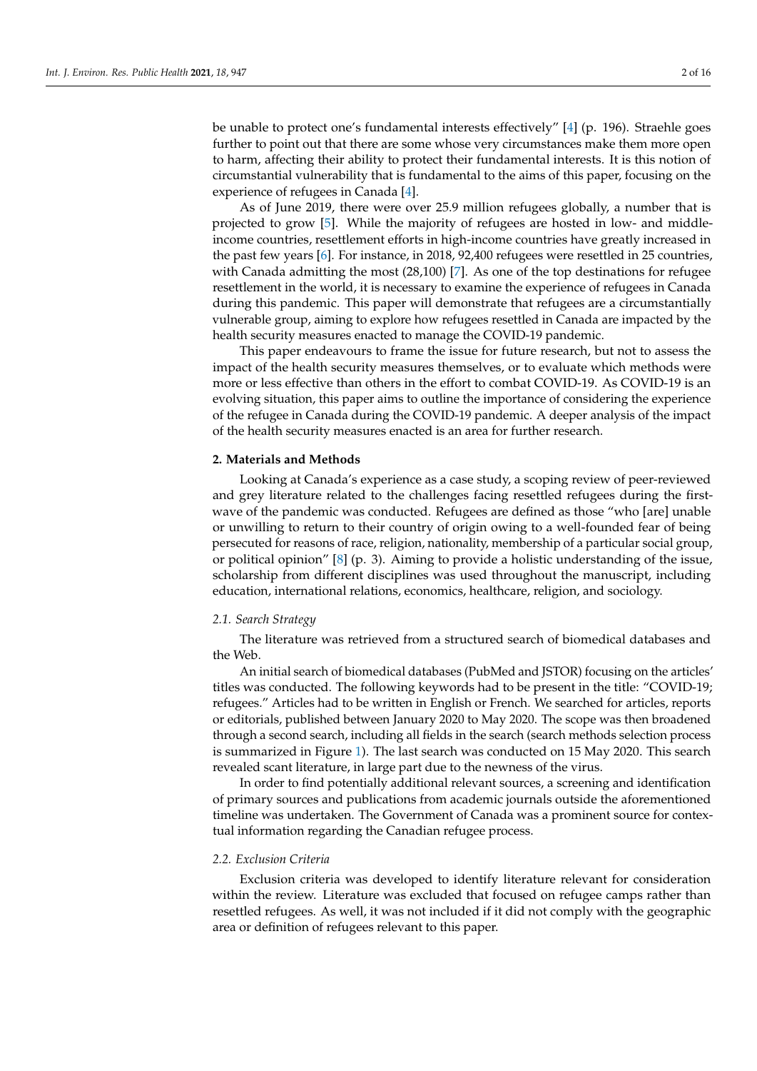be unable to protect one's fundamental interests effectively" [4] (p. 196). Straehle goes further to point out that there are some whose very circumstances make them more open to harm, affecting their ability to protect their fundamental interests. It is this notion of circumstantial vulnerability that is fundamental to the aims of this paper, focusing on the experience of refugees in Canada [4].

As of June 2019, there were over 25.9 million refugees globally, a number that is projected to grow [5]. While the majority of refugees are hosted in low- and middle-income countries, resettlement efforts in high-income countries have greatly increased in the past few years [6]. For instance, in 2018, 92,400 refugees were resettled in 25 countries, with Canada admitting the most (28,100) [7]. As one of the top destinations for refugee resettlement in the world, it is necessary to examine the experience of refugees in Canada during this pandemic. This paper will demonstrate that refugees are a circumstantially vulnerable group, aiming to explore how refugees resettled in Canada are impacted by the health security measures enacted to manage the COVID-19 pandemic.

This paper endeavours to frame the issue for future research, but not to assess the impact of the health security measures themselves, or to evaluate which methods were more or less effective than others in the effort to combat COVID-19. As COVID-19 is an evolving situation, this paper aims to outline the importance of considering the experience of the refugee in Canada during the COVID-19 pandemic. A deeper analysis of the impact of the health security measures enacted is an area for further research.

## 2. Materials and Methods

Looking at Canada's experience as a case study, a scoping review of peer-reviewed and grey literature related to the challenges facing resettled refugees during the first-wave of the pandemic was conducted. Refugees are defined as those "who [are] unable or unwilling to return to their country of origin owing to a well-founded fear of being persecuted for reasons of race, religion, nationality, membership of a particular social group, or political opinion" [8] (p. 3). Aiming to provide a holistic understanding of the issue, scholarship from different disciplines was used throughout the manuscript, including education, international relations, economics, healthcare, religion, and sociology.

### *2.1. Search Strategy*

The literature was retrieved from a structured search of biomedical databases and the Web.

An initial search of biomedical databases (PubMed and JSTOR) focusing on the articles' titles was conducted. The following keywords had to be present in the title: "COVID-19; refugees." Articles had to be written in English or French. We searched for articles, reports or editorials, published between January 2020 to May 2020. The scope was then broadened through a second search, including all fields in the search (search methods selection process is summarized in Figure 1). The last search was conducted on 15 May 2020. This search revealed scant literature, in large part due to the newness of the virus.

In order to find potentially additional relevant sources, a screening and identification of primary sources and publications from academic journals outside the aforementioned timeline was undertaken. The Government of Canada was a prominent source for contextual information regarding the Canadian refugee process.

### *2.2. Exclusion Criteria*

Exclusion criteria was developed to identify literature relevant for consideration within the review. Literature was excluded that focused on refugee camps rather than resettled refugees. As well, it was not included if it did not comply with the geographic area or definition of refugees relevant to this paper.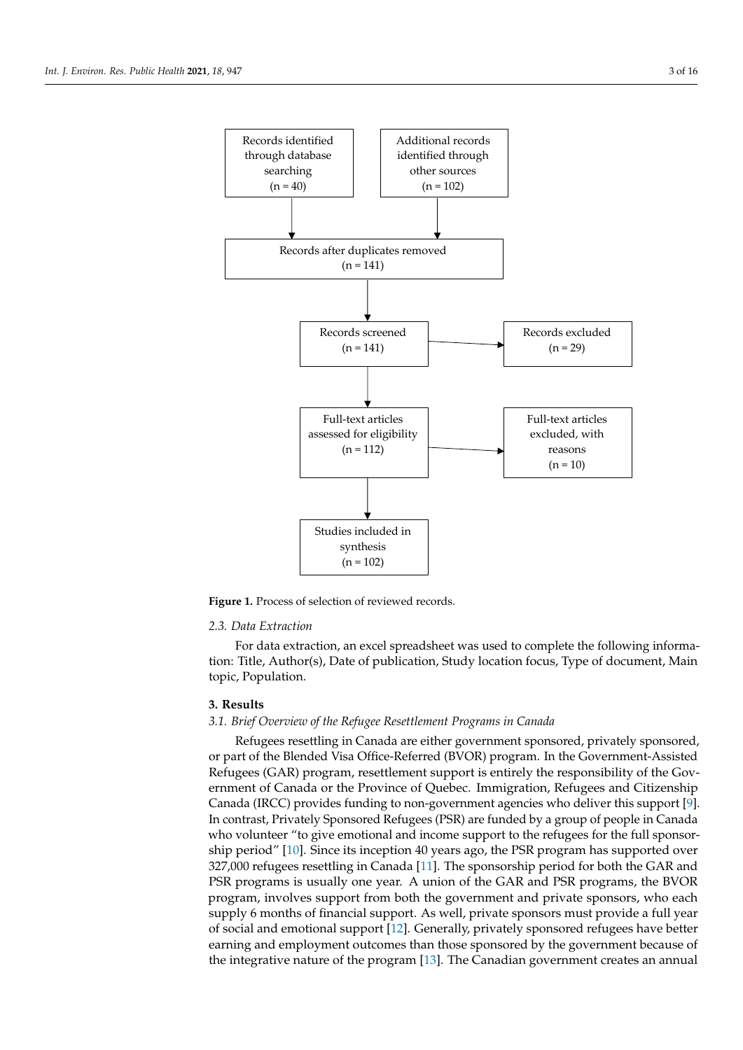Records identified through database searching (n = 40)

Additional records identified through other sources (n = 102)

Records after duplicates removed (n = 141)

Records screened (n = 141)

Records excluded (n = 29)

Full-text articles assessed for eligibility (n = 112)

Full-text articles excluded, with reasons (n = 10)

Studies included in synthesis (n = 102)

**Figure 1.** Process of selection of reviewed records.

### 2.3. Data Extraction

For data extraction, an excel spreadsheet was used to complete the following information: Title, Author(s), Date of publication, Study location focus, Type of document, Main topic, Population.

## 3. Results

### 3.1. Brief Overview of the Refugee Resettlement Programs in Canada

Refugees resettling in Canada are either government sponsored, privately sponsored, or part of the Blended Visa Office-Referred (BVOR) program. In the Government-Assisted Refugees (GAR) program, resettlement support is entirely the responsibility of the Government of Canada or the Province of Quebec. Immigration, Refugees and Citizenship Canada (IRCC) provides funding to non-government agencies who deliver this support [9]. In contrast, Privately Sponsored Refugees (PSR) are funded by a group of people in Canada who volunteer "to give emotional and income support to the refugees for the full sponsorship period" [10]. Since its inception 40 years ago, the PSR program has supported over 327,000 refugees resettling in Canada [11]. The sponsorship period for both the GAR and PSR programs is usually one year. A union of the GAR and PSR programs, the BVOR program, involves support from both the government and private sponsors, who each supply 6 months of financial support. As well, private sponsors must provide a full year of social and emotional support [12]. Generally, privately sponsored refugees have better earning and employment outcomes than those sponsored by the government because of the integrative nature of the program [13]. The Canadian government creates an annual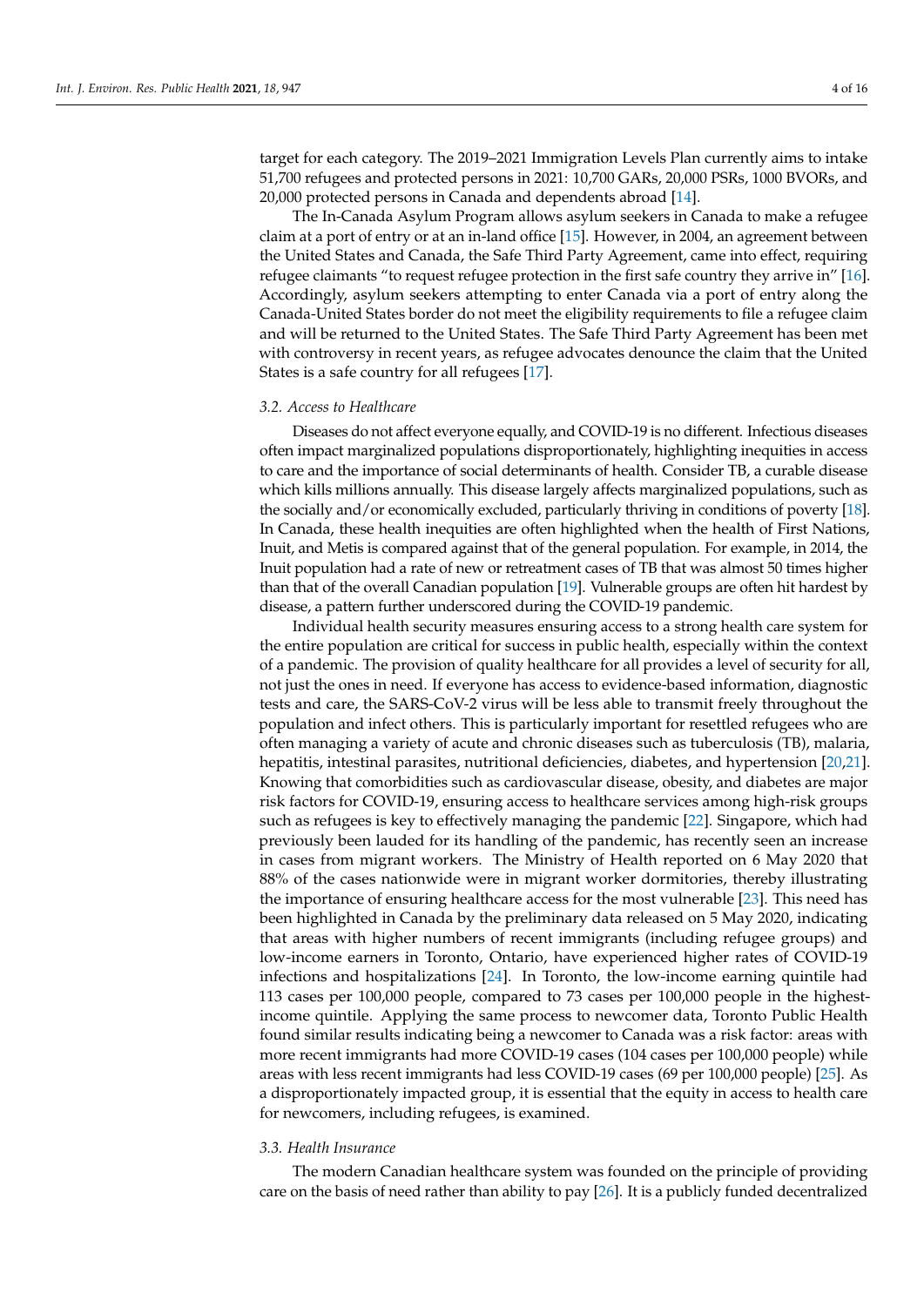target for each category. The 2019–2021 Immigration Levels Plan currently aims to intake 51,700 refugees and protected persons in 2021: 10,700 GARs, 20,000 PSRs, 1000 BVORs, and 20,000 protected persons in Canada and dependents abroad [14].

The In-Canada Asylum Program allows asylum seekers in Canada to make a refugee claim at a port of entry or at an in-land office [15]. However, in 2004, an agreement between the United States and Canada, the Safe Third Party Agreement, came into effect, requiring refugee claimants "to request refugee protection in the first safe country they arrive in" [16]. Accordingly, asylum seekers attempting to enter Canada via a port of entry along the Canada-United States border do not meet the eligibility requirements to file a refugee claim and will be returned to the United States. The Safe Third Party Agreement has been met with controversy in recent years, as refugee advocates denounce the claim that the United States is a safe country for all refugees [17].

### 3.2. Access to Healthcare

Diseases do not affect everyone equally, and COVID-19 is no different. Infectious diseases often impact marginalized populations disproportionately, highlighting inequities in access to care and the importance of social determinants of health. Consider TB, a curable disease which kills millions annually. This disease largely affects marginalized populations, such as the socially and/or economically excluded, particularly thriving in conditions of poverty [18]. In Canada, these health inequities are often highlighted when the health of First Nations, Inuit, and Metis is compared against that of the general population. For example, in 2014, the Inuit population had a rate of new or retreatment cases of TB that was almost 50 times higher than that of the overall Canadian population [19]. Vulnerable groups are often hit hardest by disease, a pattern further underscored during the COVID-19 pandemic.

Individual health security measures ensuring access to a strong health care system for the entire population are critical for success in public health, especially within the context of a pandemic. The provision of quality healthcare for all provides a level of security for all, not just the ones in need. If everyone has access to evidence-based information, diagnostic tests and care, the SARS-CoV-2 virus will be less able to transmit freely throughout the population and infect others. This is particularly important for resettled refugees who are often managing a variety of acute and chronic diseases such as tuberculosis (TB), malaria, hepatitis, intestinal parasites, nutritional deficiencies, diabetes, and hypertension [20,21]. Knowing that comorbidities such as cardiovascular disease, obesity, and diabetes are major risk factors for COVID-19, ensuring access to healthcare services among high-risk groups such as refugees is key to effectively managing the pandemic [22]. Singapore, which had previously been lauded for its handling of the pandemic, has recently seen an increase in cases from migrant workers. The Ministry of Health reported on 6 May 2020 that 88% of the cases nationwide were in migrant worker dormitories, thereby illustrating the importance of ensuring healthcare access for the most vulnerable [23]. This need has been highlighted in Canada by the preliminary data released on 5 May 2020, indicating that areas with higher numbers of recent immigrants (including refugee groups) and low-income earners in Toronto, Ontario, have experienced higher rates of COVID-19 infections and hospitalizations [24]. In Toronto, the low-income earning quintile had 113 cases per 100,000 people, compared to 73 cases per 100,000 people in the highest-income quintile. Applying the same process to newcomer data, Toronto Public Health found similar results indicating being a newcomer to Canada was a risk factor: areas with more recent immigrants had more COVID-19 cases (104 cases per 100,000 people) while areas with less recent immigrants had less COVID-19 cases (69 per 100,000 people) [25]. As a disproportionately impacted group, it is essential that the equity in access to health care for newcomers, including refugees, is examined.

### 3.3. Health Insurance

The modern Canadian healthcare system was founded on the principle of providing care on the basis of need rather than ability to pay [26]. It is a publicly funded decentralized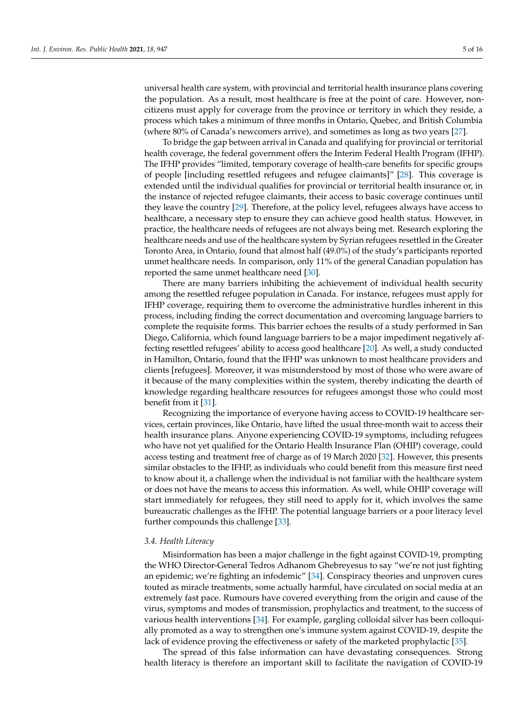universal health care system, with provincial and territorial health insurance plans covering the population. As a result, most healthcare is free at the point of care. However, non-citizens must apply for coverage from the province or territory in which they reside, a process which takes a minimum of three months in Ontario, Quebec, and British Columbia (where 80% of Canada's newcomers arrive), and sometimes as long as two years [27].

To bridge the gap between arrival in Canada and qualifying for provincial or territorial health coverage, the federal government offers the Interim Federal Health Program (IFHP). The IFHP provides "limited, temporary coverage of health-care benefits for specific groups of people [including resettled refugees and refugee claimants]" [28]. This coverage is extended until the individual qualifies for provincial or territorial health insurance or, in the instance of rejected refugee claimants, their access to basic coverage continues until they leave the country [29]. Therefore, at the policy level, refugees always have access to healthcare, a necessary step to ensure they can achieve good health status. However, in practice, the healthcare needs of refugees are not always being met. Research exploring the healthcare needs and use of the healthcare system by Syrian refugees resettled in the Greater Toronto Area, in Ontario, found that almost half (49.0%) of the study's participants reported unmet healthcare needs. In comparison, only 11% of the general Canadian population has reported the same unmet healthcare need [30].

There are many barriers inhibiting the achievement of individual health security among the resettled refugee population in Canada. For instance, refugees must apply for IFHP coverage, requiring them to overcome the administrative hurdles inherent in this process, including finding the correct documentation and overcoming language barriers to complete the requisite forms. This barrier echoes the results of a study performed in San Diego, California, which found language barriers to be a major impediment negatively affecting resettled refugees' ability to access good healthcare [20]. As well, a study conducted in Hamilton, Ontario, found that the IFHP was unknown to most healthcare providers and clients [refugees]. Moreover, it was misunderstood by most of those who were aware of it because of the many complexities within the system, thereby indicating the dearth of knowledge regarding healthcare resources for refugees amongst those who could most benefit from it [31].

Recognizing the importance of everyone having access to COVID-19 healthcare services, certain provinces, like Ontario, have lifted the usual three-month wait to access their health insurance plans. Anyone experiencing COVID-19 symptoms, including refugees who have not yet qualified for the Ontario Health Insurance Plan (OHIP) coverage, could access testing and treatment free of charge as of 19 March 2020 [32]. However, this presents similar obstacles to the IFHP, as individuals who could benefit from this measure first need to know about it, a challenge when the individual is not familiar with the healthcare system or does not have the means to access this information. As well, while OHIP coverage will start immediately for refugees, they still need to apply for it, which involves the same bureaucratic challenges as the IFHP. The potential language barriers or a poor literacy level further compounds this challenge [33].

### *3.4. Health Literacy*

Misinformation has been a major challenge in the fight against COVID-19, prompting the WHO Director-General Tedros Adhanom Ghebreyesus to say "we're not just fighting an epidemic; we're fighting an infodemic" [34]. Conspiracy theories and unproven cures touted as miracle treatments, some actually harmful, have circulated on social media at an extremely fast pace. Rumours have covered everything from the origin and cause of the virus, symptoms and modes of transmission, prophylactics and treatment, to the success of various health interventions [34]. For example, gargling colloidal silver has been colloquially promoted as a way to strengthen one's immune system against COVID-19, despite the lack of evidence proving the effectiveness or safety of the marketed prophylactic [35].

The spread of this false information can have devastating consequences. Strong health literacy is therefore an important skill to facilitate the navigation of COVID-19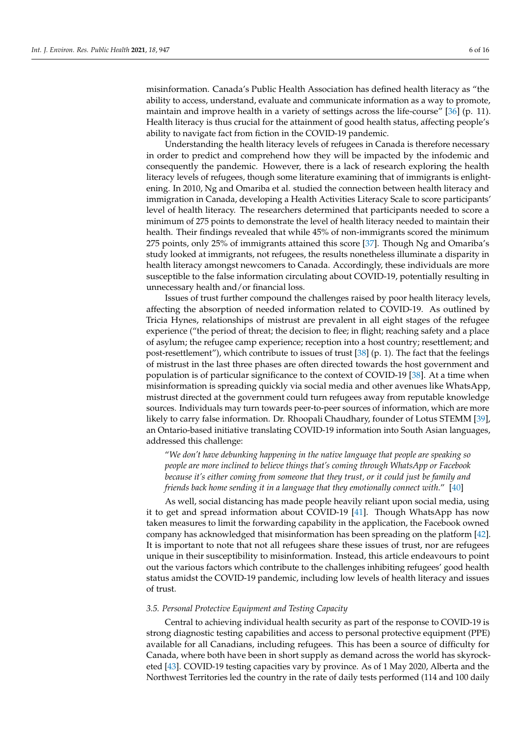misinformation. Canada's Public Health Association has defined health literacy as "the ability to access, understand, evaluate and communicate information as a way to promote, maintain and improve health in a variety of settings across the life-course" [36] (p. 11). Health literacy is thus crucial for the attainment of good health status, affecting people's ability to navigate fact from fiction in the COVID-19 pandemic.

Understanding the health literacy levels of refugees in Canada is therefore necessary in order to predict and comprehend how they will be impacted by the infodemic and consequently the pandemic. However, there is a lack of research exploring the health literacy levels of refugees, though some literature examining that of immigrants is enlightening. In 2010, Ng and Omariba et al. studied the connection between health literacy and immigration in Canada, developing a Health Activities Literacy Scale to score participants' level of health literacy. The researchers determined that participants needed to score a minimum of 275 points to demonstrate the level of health literacy needed to maintain their health. Their findings revealed that while 45% of non-immigrants scored the minimum 275 points, only 25% of immigrants attained this score [37]. Though Ng and Omariba's study looked at immigrants, not refugees, the results nonetheless illuminate a disparity in health literacy amongst newcomers to Canada. Accordingly, these individuals are more susceptible to the false information circulating about COVID-19, potentially resulting in unnecessary health and/or financial loss.

Issues of trust further compound the challenges raised by poor health literacy levels, affecting the absorption of needed information related to COVID-19. As outlined by Tricia Hynes, relationships of mistrust are prevalent in all eight stages of the refugee experience ("the period of threat; the decision to flee; in flight; reaching safety and a place of asylum; the refugee camp experience; reception into a host country; resettlement; and post-resettlement"), which contribute to issues of trust [38] (p. 1). The fact that the feelings of mistrust in the last three phases are often directed towards the host government and population is of particular significance to the context of COVID-19 [38]. At a time when misinformation is spreading quickly via social media and other avenues like WhatsApp, mistrust directed at the government could turn refugees away from reputable knowledge sources. Individuals may turn towards peer-to-peer sources of information, which are more likely to carry false information. Dr. Rhoopali Chaudhary, founder of Lotus STEMM [39], an Ontario-based initiative translating COVID-19 information into South Asian languages, addressed this challenge:

> "*We don't have debunking happening in the native language that people are speaking so people are more inclined to believe things that's coming through WhatsApp or Facebook because it's either coming from someone that they trust, or it could just be family and friends back home sending it in a language that they emotionally connect with.*" [40]

As well, social distancing has made people heavily reliant upon social media, using it to get and spread information about COVID-19 [41]. Though WhatsApp has now taken measures to limit the forwarding capability in the application, the Facebook owned company has acknowledged that misinformation has been spreading on the platform [42]. It is important to note that not all refugees share these issues of trust, nor are refugees unique in their susceptibility to misinformation. Instead, this article endeavours to point out the various factors which contribute to the challenges inhibiting refugees' good health status amidst the COVID-19 pandemic, including low levels of health literacy and issues of trust.

### *3.5. Personal Protective Equipment and Testing Capacity*

Central to achieving individual health security as part of the response to COVID-19 is strong diagnostic testing capabilities and access to personal protective equipment (PPE) available for all Canadians, including refugees. This has been a source of difficulty for Canada, where both have been in short supply as demand across the world has skyrocketed [43]. COVID-19 testing capacities vary by province. As of 1 May 2020, Alberta and the Northwest Territories led the country in the rate of daily tests performed (114 and 100 daily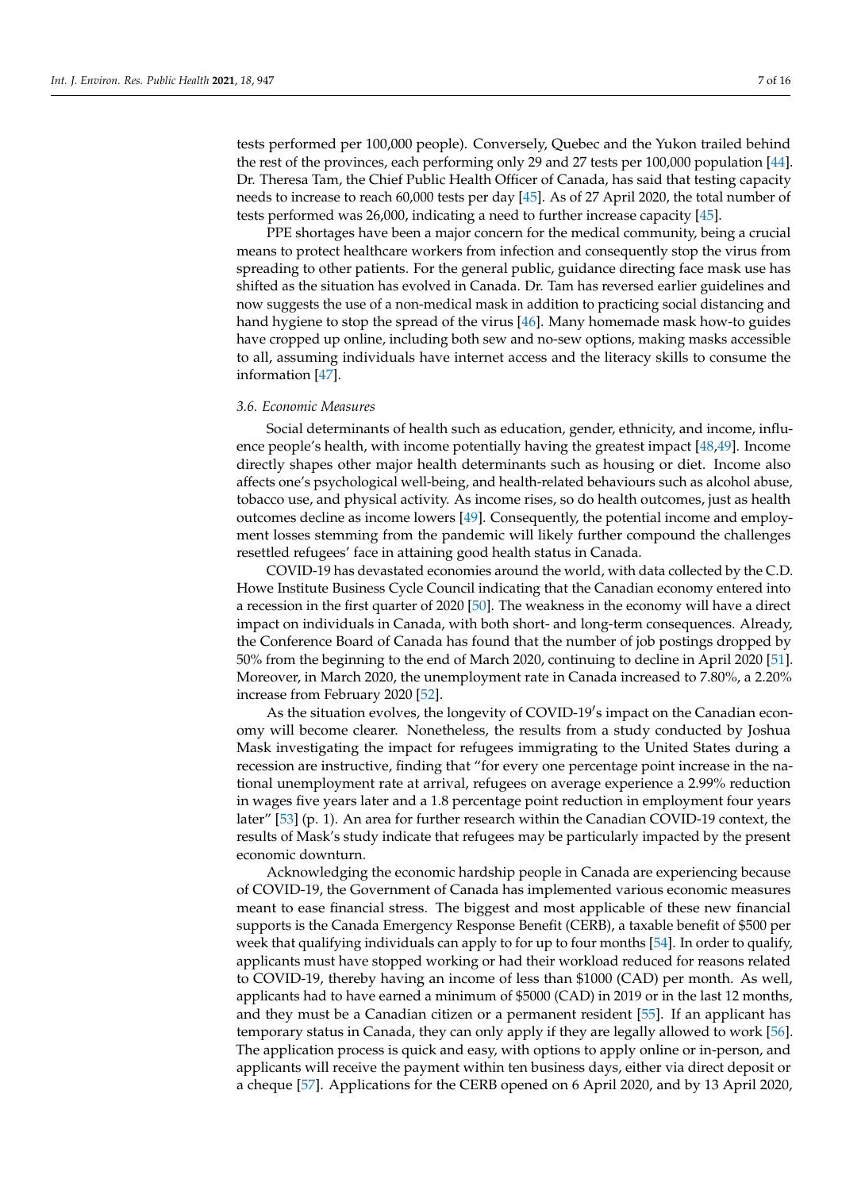tests performed per 100,000 people). Conversely, Quebec and the Yukon trailed behind the rest of the provinces, each performing only 29 and 27 tests per 100,000 population [44]. Dr. Theresa Tam, the Chief Public Health Officer of Canada, has said that testing capacity needs to increase to reach 60,000 tests per day [45]. As of 27 April 2020, the total number of tests performed was 26,000, indicating a need to further increase capacity [45].

PPE shortages have been a major concern for the medical community, being a crucial means to protect healthcare workers from infection and consequently stop the virus from spreading to other patients. For the general public, guidance directing face mask use has shifted as the situation has evolved in Canada. Dr. Tam has reversed earlier guidelines and now suggests the use of a non-medical mask in addition to practicing social distancing and hand hygiene to stop the spread of the virus [46]. Many homemade mask how-to guides have cropped up online, including both sew and no-sew options, making masks accessible to all, assuming individuals have internet access and the literacy skills to consume the information [47].

### 3.6. Economic Measures

Social determinants of health such as education, gender, ethnicity, and income, influence people's health, with income potentially having the greatest impact [48,49]. Income directly shapes other major health determinants such as housing or diet. Income also affects one's psychological well-being, and health-related behaviours such as alcohol abuse, tobacco use, and physical activity. As income rises, so do health outcomes, just as health outcomes decline as income lowers [49]. Consequently, the potential income and employment losses stemming from the pandemic will likely further compound the challenges resettled refugees' face in attaining good health status in Canada.

COVID-19 has devastated economies around the world, with data collected by the C.D. Howe Institute Business Cycle Council indicating that the Canadian economy entered into a recession in the first quarter of 2020 [50]. The weakness in the economy will have a direct impact on individuals in Canada, with both short- and long-term consequences. Already, the Conference Board of Canada has found that the number of job postings dropped by 50% from the beginning to the end of March 2020, continuing to decline in April 2020 [51]. Moreover, in March 2020, the unemployment rate in Canada increased to 7.80%, a 2.20% increase from February 2020 [52].

As the situation evolves, the longevity of COVID-19′s impact on the Canadian economy will become clearer. Nonetheless, the results from a study conducted by Joshua Mask investigating the impact for refugees immigrating to the United States during a recession are instructive, finding that "for every one percentage point increase in the national unemployment rate at arrival, refugees on average experience a 2.99% reduction in wages five years later and a 1.8 percentage point reduction in employment four years later" [53] (p. 1). An area for further research within the Canadian COVID-19 context, the results of Mask's study indicate that refugees may be particularly impacted by the present economic downturn.

Acknowledging the economic hardship people in Canada are experiencing because of COVID-19, the Government of Canada has implemented various economic measures meant to ease financial stress. The biggest and most applicable of these new financial supports is the Canada Emergency Response Benefit (CERB), a taxable benefit of $500 per week that qualifying individuals can apply to for up to four months [54]. In order to qualify, applicants must have stopped working or had their workload reduced for reasons related to COVID-19, thereby having an income of less than $1000 (CAD) per month. As well, applicants had to have earned a minimum of $5000 (CAD) in 2019 or in the last 12 months, and they must be a Canadian citizen or a permanent resident [55]. If an applicant has temporary status in Canada, they can only apply if they are legally allowed to work [56]. The application process is quick and easy, with options to apply online or in-person, and applicants will receive the payment within ten business days, either via direct deposit or a cheque [57]. Applications for the CERB opened on 6 April 2020, and by 13 April 2020,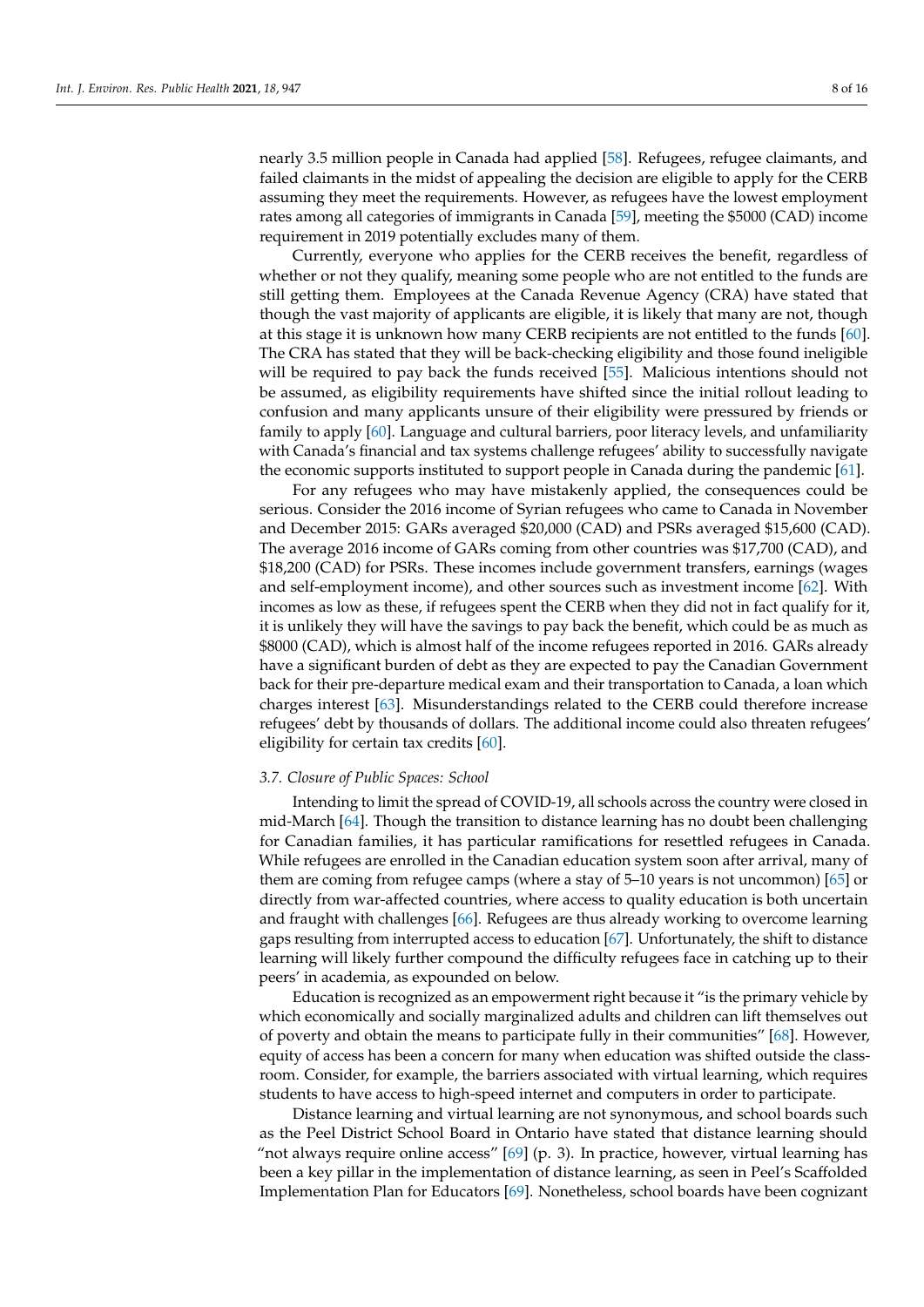nearly 3.5 million people in Canada had applied [58]. Refugees, refugee claimants, and failed claimants in the midst of appealing the decision are eligible to apply for the CERB assuming they meet the requirements. However, as refugees have the lowest employment rates among all categories of immigrants in Canada [59], meeting the $5000 (CAD) income requirement in 2019 potentially excludes many of them.

Currently, everyone who applies for the CERB receives the benefit, regardless of whether or not they qualify, meaning some people who are not entitled to the funds are still getting them. Employees at the Canada Revenue Agency (CRA) have stated that though the vast majority of applicants are eligible, it is likely that many are not, though at this stage it is unknown how many CERB recipients are not entitled to the funds [60]. The CRA has stated that they will be back-checking eligibility and those found ineligible will be required to pay back the funds received [55]. Malicious intentions should not be assumed, as eligibility requirements have shifted since the initial rollout leading to confusion and many applicants unsure of their eligibility were pressured by friends or family to apply [60]. Language and cultural barriers, poor literacy levels, and unfamiliarity with Canada's financial and tax systems challenge refugees' ability to successfully navigate the economic supports instituted to support people in Canada during the pandemic [61].

For any refugees who may have mistakenly applied, the consequences could be serious. Consider the 2016 income of Syrian refugees who came to Canada in November and December 2015: GARs averaged $20,000 (CAD) and PSRs averaged $15,600 (CAD). The average 2016 income of GARs coming from other countries was $17,700 (CAD), and $18,200 (CAD) for PSRs. These incomes include government transfers, earnings (wages and self-employment income), and other sources such as investment income [62]. With incomes as low as these, if refugees spent the CERB when they did not in fact qualify for it, it is unlikely they will have the savings to pay back the benefit, which could be as much as $8000 (CAD), which is almost half of the income refugees reported in 2016. GARs already have a significant burden of debt as they are expected to pay the Canadian Government back for their pre-departure medical exam and their transportation to Canada, a loan which charges interest [63]. Misunderstandings related to the CERB could therefore increase refugees' debt by thousands of dollars. The additional income could also threaten refugees' eligibility for certain tax credits [60].

### 3.7. Closure of Public Spaces: School

Intending to limit the spread of COVID-19, all schools across the country were closed in mid-March [64]. Though the transition to distance learning has no doubt been challenging for Canadian families, it has particular ramifications for resettled refugees in Canada. While refugees are enrolled in the Canadian education system soon after arrival, many of them are coming from refugee camps (where a stay of 5–10 years is not uncommon) [65] or directly from war-affected countries, where access to quality education is both uncertain and fraught with challenges [66]. Refugees are thus already working to overcome learning gaps resulting from interrupted access to education [67]. Unfortunately, the shift to distance learning will likely further compound the difficulty refugees face in catching up to their peers' in academia, as expounded on below.

Education is recognized as an empowerment right because it "is the primary vehicle by which economically and socially marginalized adults and children can lift themselves out of poverty and obtain the means to participate fully in their communities" [68]. However, equity of access has been a concern for many when education was shifted outside the classroom. Consider, for example, the barriers associated with virtual learning, which requires students to have access to high-speed internet and computers in order to participate.

Distance learning and virtual learning are not synonymous, and school boards such as the Peel District School Board in Ontario have stated that distance learning should "not always require online access" [69] (p. 3). In practice, however, virtual learning has been a key pillar in the implementation of distance learning, as seen in Peel's Scaffolded Implementation Plan for Educators [69]. Nonetheless, school boards have been cognizant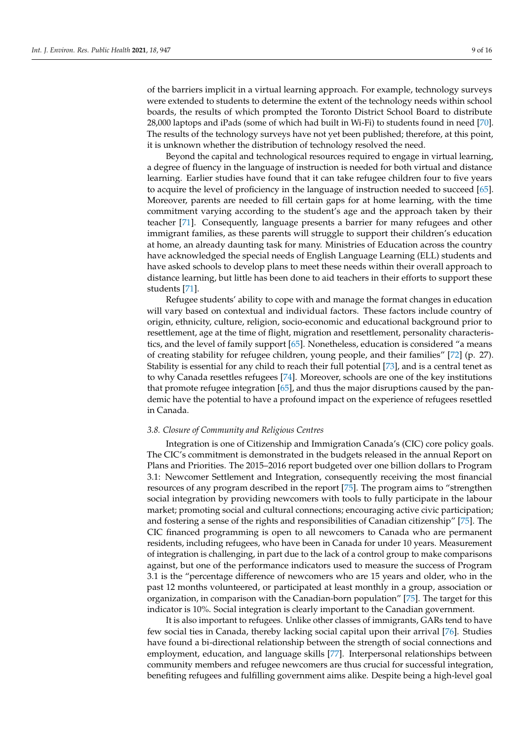of the barriers implicit in a virtual learning approach. For example, technology surveys were extended to students to determine the extent of the technology needs within school boards, the results of which prompted the Toronto District School Board to distribute 28,000 laptops and iPads (some of which had built in Wi-Fi) to students found in need [70]. The results of the technology surveys have not yet been published; therefore, at this point, it is unknown whether the distribution of technology resolved the need.

Beyond the capital and technological resources required to engage in virtual learning, a degree of fluency in the language of instruction is needed for both virtual and distance learning. Earlier studies have found that it can take refugee children four to five years to acquire the level of proficiency in the language of instruction needed to succeed [65]. Moreover, parents are needed to fill certain gaps for at home learning, with the time commitment varying according to the student's age and the approach taken by their teacher [71]. Consequently, language presents a barrier for many refugees and other immigrant families, as these parents will struggle to support their children's education at home, an already daunting task for many. Ministries of Education across the country have acknowledged the special needs of English Language Learning (ELL) students and have asked schools to develop plans to meet these needs within their overall approach to distance learning, but little has been done to aid teachers in their efforts to support these students [71].

Refugee students' ability to cope with and manage the format changes in education will vary based on contextual and individual factors. These factors include country of origin, ethnicity, culture, religion, socio-economic and educational background prior to resettlement, age at the time of flight, migration and resettlement, personality characteristics, and the level of family support [65]. Nonetheless, education is considered "a means of creating stability for refugee children, young people, and their families" [72] (p. 27). Stability is essential for any child to reach their full potential [73], and is a central tenet as to why Canada resettles refugees [74]. Moreover, schools are one of the key institutions that promote refugee integration [65], and thus the major disruptions caused by the pandemic have the potential to have a profound impact on the experience of refugees resettled in Canada.

### *3.8. Closure of Community and Religious Centres*

Integration is one of Citizenship and Immigration Canada's (CIC) core policy goals. The CIC's commitment is demonstrated in the budgets released in the annual Report on Plans and Priorities. The 2015–2016 report budgeted over one billion dollars to Program 3.1: Newcomer Settlement and Integration, consequently receiving the most financial resources of any program described in the report [75]. The program aims to "strengthen social integration by providing newcomers with tools to fully participate in the labour market; promoting social and cultural connections; encouraging active civic participation; and fostering a sense of the rights and responsibilities of Canadian citizenship" [75]. The CIC financed programming is open to all newcomers to Canada who are permanent residents, including refugees, who have been in Canada for under 10 years. Measurement of integration is challenging, in part due to the lack of a control group to make comparisons against, but one of the performance indicators used to measure the success of Program 3.1 is the "percentage difference of newcomers who are 15 years and older, who in the past 12 months volunteered, or participated at least monthly in a group, association or organization, in comparison with the Canadian-born population" [75]. The target for this indicator is 10%. Social integration is clearly important to the Canadian government.

It is also important to refugees. Unlike other classes of immigrants, GARs tend to have few social ties in Canada, thereby lacking social capital upon their arrival [76]. Studies have found a bi-directional relationship between the strength of social connections and employment, education, and language skills [77]. Interpersonal relationships between community members and refugee newcomers are thus crucial for successful integration, benefiting refugees and fulfilling government aims alike. Despite being a high-level goal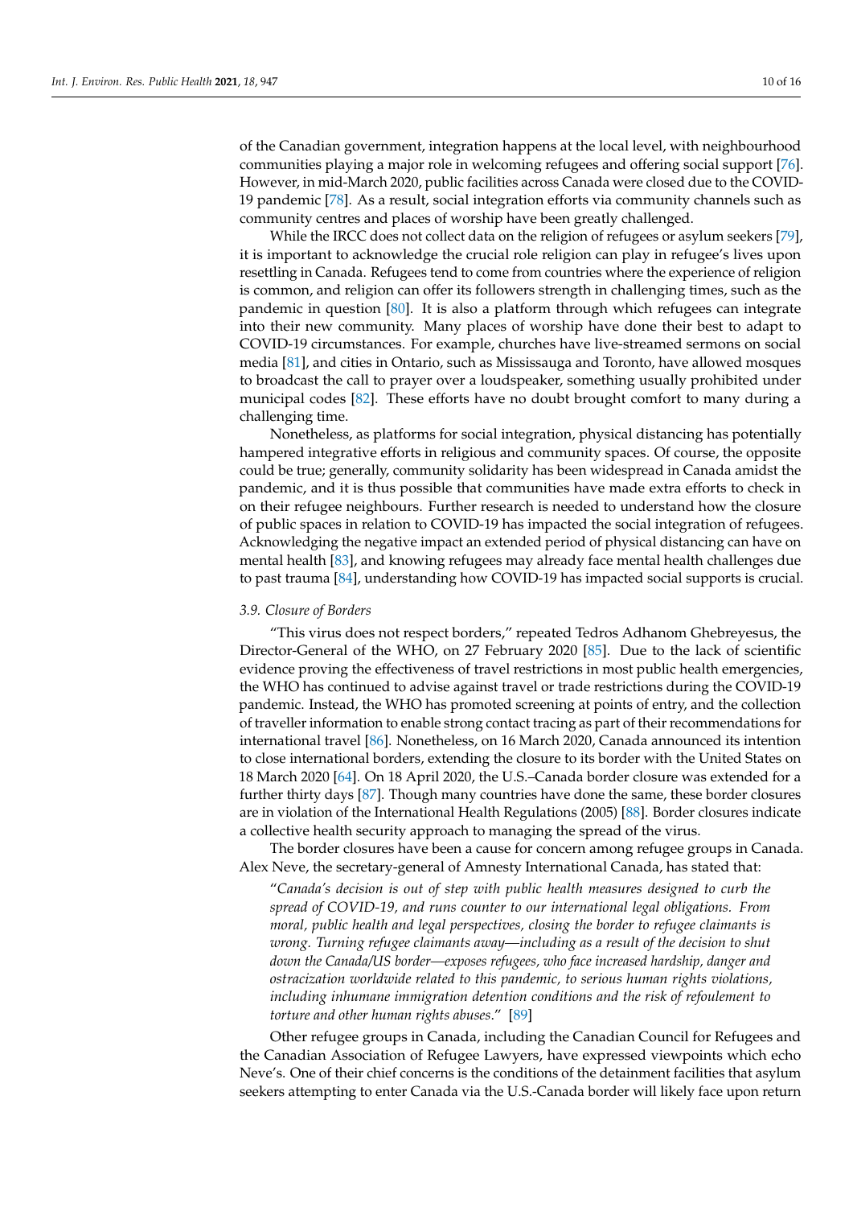of the Canadian government, integration happens at the local level, with neighbourhood communities playing a major role in welcoming refugees and offering social support [76]. However, in mid-March 2020, public facilities across Canada were closed due to the COVID-19 pandemic [78]. As a result, social integration efforts via community channels such as community centres and places of worship have been greatly challenged.

While the IRCC does not collect data on the religion of refugees or asylum seekers [79], it is important to acknowledge the crucial role religion can play in refugee's lives upon resettling in Canada. Refugees tend to come from countries where the experience of religion is common, and religion can offer its followers strength in challenging times, such as the pandemic in question [80]. It is also a platform through which refugees can integrate into their new community. Many places of worship have done their best to adapt to COVID-19 circumstances. For example, churches have live-streamed sermons on social media [81], and cities in Ontario, such as Mississauga and Toronto, have allowed mosques to broadcast the call to prayer over a loudspeaker, something usually prohibited under municipal codes [82]. These efforts have no doubt brought comfort to many during a challenging time.

Nonetheless, as platforms for social integration, physical distancing has potentially hampered integrative efforts in religious and community spaces. Of course, the opposite could be true; generally, community solidarity has been widespread in Canada amidst the pandemic, and it is thus possible that communities have made extra efforts to check in on their refugee neighbours. Further research is needed to understand how the closure of public spaces in relation to COVID-19 has impacted the social integration of refugees. Acknowledging the negative impact an extended period of physical distancing can have on mental health [83], and knowing refugees may already face mental health challenges due to past trauma [84], understanding how COVID-19 has impacted social supports is crucial.

### *3.9. Closure of Borders*

"This virus does not respect borders," repeated Tedros Adhanom Ghebreyesus, the Director-General of the WHO, on 27 February 2020 [85]. Due to the lack of scientific evidence proving the effectiveness of travel restrictions in most public health emergencies, the WHO has continued to advise against travel or trade restrictions during the COVID-19 pandemic. Instead, the WHO has promoted screening at points of entry, and the collection of traveller information to enable strong contact tracing as part of their recommendations for international travel [86]. Nonetheless, on 16 March 2020, Canada announced its intention to close international borders, extending the closure to its border with the United States on 18 March 2020 [64]. On 18 April 2020, the U.S.–Canada border closure was extended for a further thirty days [87]. Though many countries have done the same, these border closures are in violation of the International Health Regulations (2005) [88]. Border closures indicate a collective health security approach to managing the spread of the virus.

The border closures have been a cause for concern among refugee groups in Canada. Alex Neve, the secretary-general of Amnesty International Canada, has stated that:

> "*Canada's decision is out of step with public health measures designed to curb the spread of COVID-19, and runs counter to our international legal obligations. From moral, public health and legal perspectives, closing the border to refugee claimants is wrong. Turning refugee claimants away—including as a result of the decision to shut down the Canada/US border—exposes refugees, who face increased hardship, danger and ostracization worldwide related to this pandemic, to serious human rights violations, including inhumane immigration detention conditions and the risk of refoulement to torture and other human rights abuses*." [89]

Other refugee groups in Canada, including the Canadian Council for Refugees and the Canadian Association of Refugee Lawyers, have expressed viewpoints which echo Neve's. One of their chief concerns is the conditions of the detainment facilities that asylum seekers attempting to enter Canada via the U.S.-Canada border will likely face upon return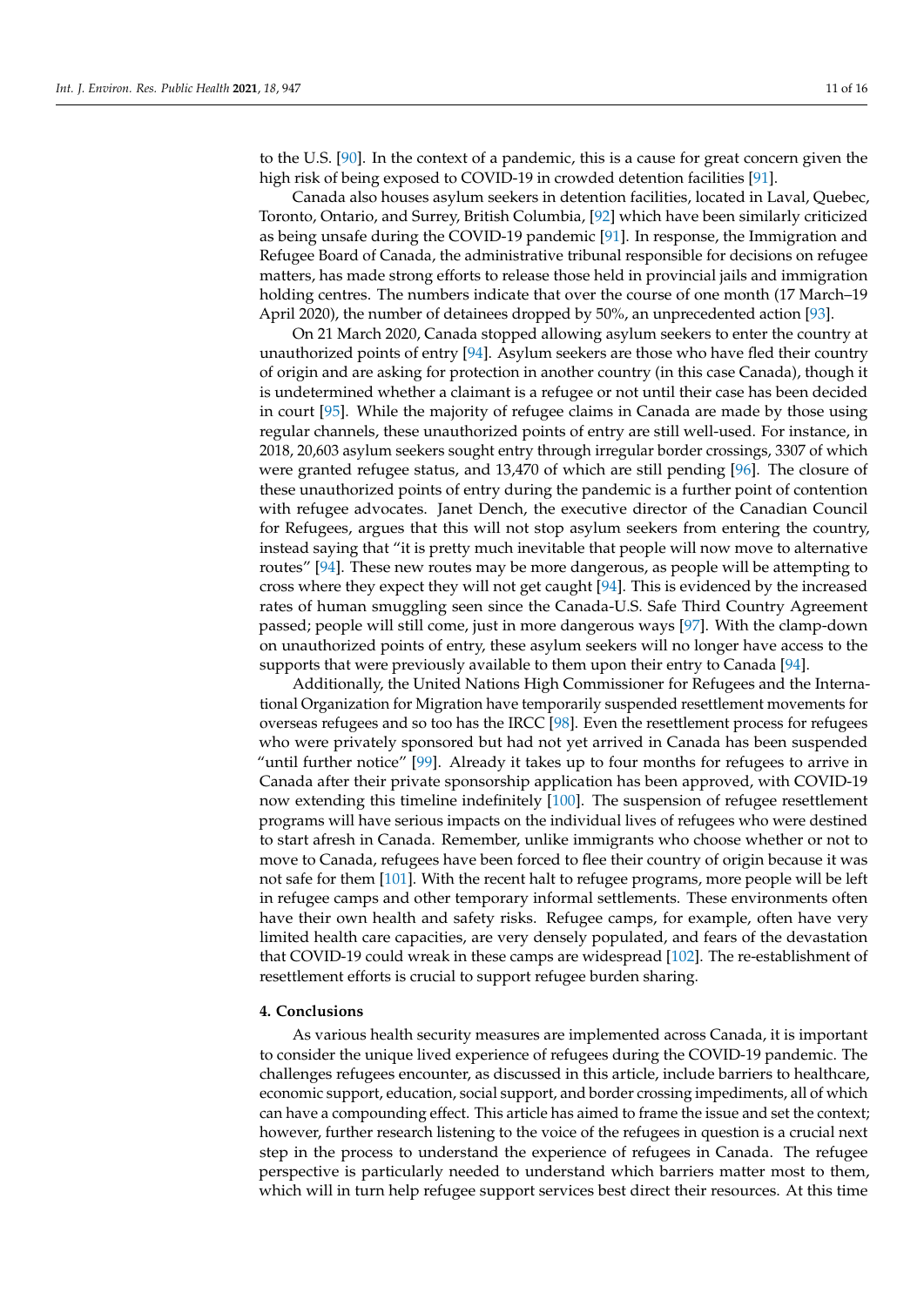to the U.S. [90]. In the context of a pandemic, this is a cause for great concern given the high risk of being exposed to COVID-19 in crowded detention facilities [91].

Canada also houses asylum seekers in detention facilities, located in Laval, Quebec, Toronto, Ontario, and Surrey, British Columbia, [92] which have been similarly criticized as being unsafe during the COVID-19 pandemic [91]. In response, the Immigration and Refugee Board of Canada, the administrative tribunal responsible for decisions on refugee matters, has made strong efforts to release those held in provincial jails and immigration holding centres. The numbers indicate that over the course of one month (17 March–19 April 2020), the number of detainees dropped by 50%, an unprecedented action [93].

On 21 March 2020, Canada stopped allowing asylum seekers to enter the country at unauthorized points of entry [94]. Asylum seekers are those who have fled their country of origin and are asking for protection in another country (in this case Canada), though it is undetermined whether a claimant is a refugee or not until their case has been decided in court [95]. While the majority of refugee claims in Canada are made by those using regular channels, these unauthorized points of entry are still well-used. For instance, in 2018, 20,603 asylum seekers sought entry through irregular border crossings, 3307 of which were granted refugee status, and 13,470 of which are still pending [96]. The closure of these unauthorized points of entry during the pandemic is a further point of contention with refugee advocates. Janet Dench, the executive director of the Canadian Council for Refugees, argues that this will not stop asylum seekers from entering the country, instead saying that "it is pretty much inevitable that people will now move to alternative routes" [94]. These new routes may be more dangerous, as people will be attempting to cross where they expect they will not get caught [94]. This is evidenced by the increased rates of human smuggling seen since the Canada-U.S. Safe Third Country Agreement passed; people will still come, just in more dangerous ways [97]. With the clamp-down on unauthorized points of entry, these asylum seekers will no longer have access to the supports that were previously available to them upon their entry to Canada [94].

Additionally, the United Nations High Commissioner for Refugees and the International Organization for Migration have temporarily suspended resettlement movements for overseas refugees and so too has the IRCC [98]. Even the resettlement process for refugees who were privately sponsored but had not yet arrived in Canada has been suspended "until further notice" [99]. Already it takes up to four months for refugees to arrive in Canada after their private sponsorship application has been approved, with COVID-19 now extending this timeline indefinitely [100]. The suspension of refugee resettlement programs will have serious impacts on the individual lives of refugees who were destined to start afresh in Canada. Remember, unlike immigrants who choose whether or not to move to Canada, refugees have been forced to flee their country of origin because it was not safe for them [101]. With the recent halt to refugee programs, more people will be left in refugee camps and other temporary informal settlements. These environments often have their own health and safety risks. Refugee camps, for example, often have very limited health care capacities, are very densely populated, and fears of the devastation that COVID-19 could wreak in these camps are widespread [102]. The re-establishment of resettlement efforts is crucial to support refugee burden sharing.

## 4. Conclusions

As various health security measures are implemented across Canada, it is important to consider the unique lived experience of refugees during the COVID-19 pandemic. The challenges refugees encounter, as discussed in this article, include barriers to healthcare, economic support, education, social support, and border crossing impediments, all of which can have a compounding effect. This article has aimed to frame the issue and set the context; however, further research listening to the voice of the refugees in question is a crucial next step in the process to understand the experience of refugees in Canada. The refugee perspective is particularly needed to understand which barriers matter most to them, which will in turn help refugee support services best direct their resources. At this time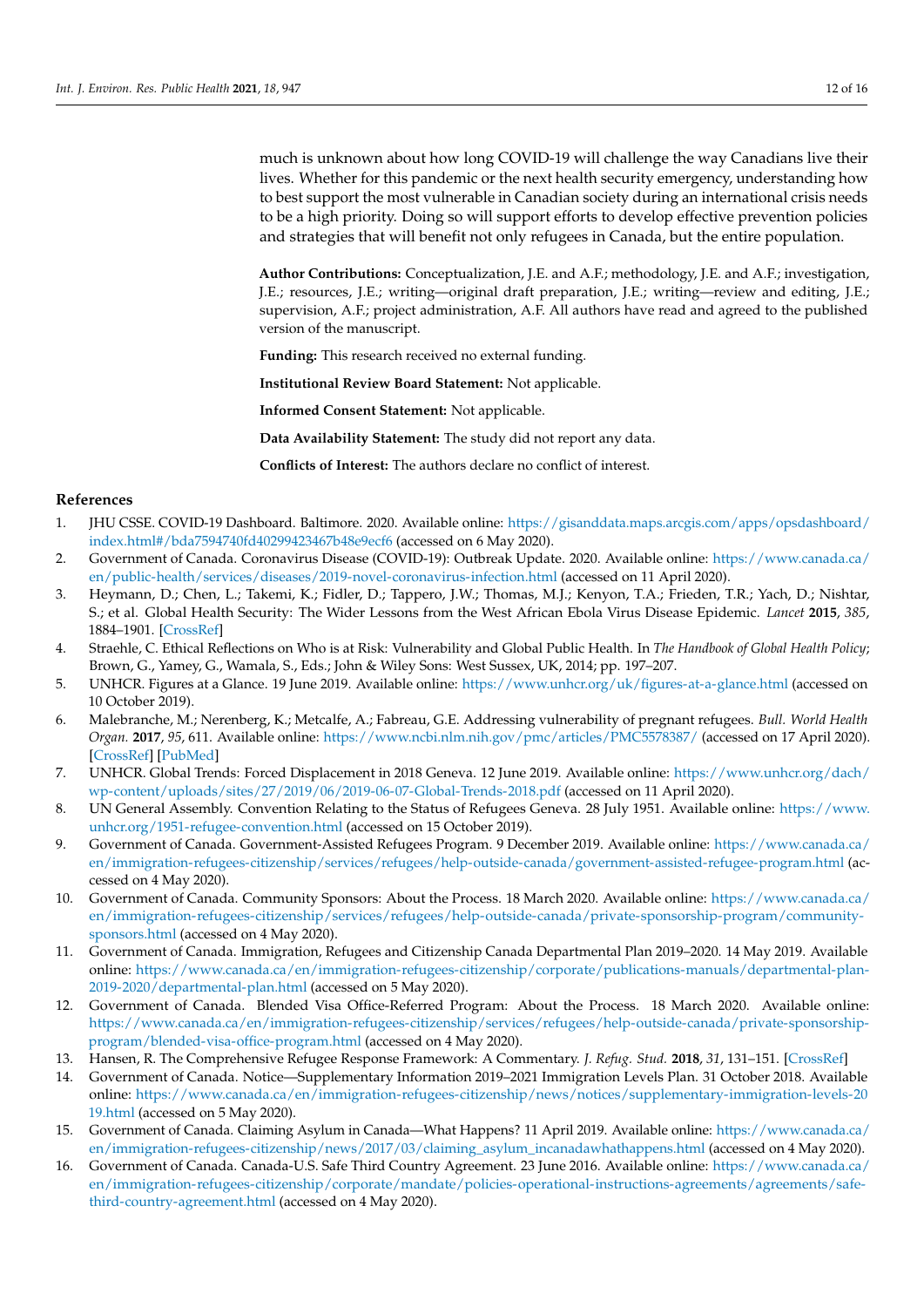much is unknown about how long COVID-19 will challenge the way Canadians live their lives. Whether for this pandemic or the next health security emergency, understanding how to best support the most vulnerable in Canadian society during an international crisis needs to be a high priority. Doing so will support efforts to develop effective prevention policies and strategies that will benefit not only refugees in Canada, but the entire population.

**Author Contributions:** Conceptualization, J.E. and A.F.; methodology, J.E. and A.F.; investigation, J.E.; resources, J.E.; writing—original draft preparation, J.E.; writing—review and editing, J.E.; supervision, A.F.; project administration, A.F. All authors have read and agreed to the published version of the manuscript.

**Funding:** This research received no external funding.

**Institutional Review Board Statement:** Not applicable.

**Informed Consent Statement:** Not applicable.

**Data Availability Statement:** The study did not report any data.

**Conflicts of Interest:** The authors declare no conflict of interest.

## References

1. JHU CSSE. COVID-19 Dashboard. Baltimore. 2020. Available online: https://gisanddata.maps.arcgis.com/apps/opsdashboard/index.html#/bda7594740fd40299423467b48e9ecf6 (accessed on 6 May 2020).
2. Government of Canada. Coronavirus Disease (COVID-19): Outbreak Update. 2020. Available online: https://www.canada.ca/en/public-health/services/diseases/2019-novel-coronavirus-infection.html (accessed on 11 April 2020).
3. Heymann, D.; Chen, L.; Takemi, K.; Fidler, D.; Tappero, J.W.; Thomas, M.J.; Kenyon, T.A.; Frieden, T.R.; Yach, D.; Nishtar, S.; et al. Global Health Security: The Wider Lessons from the West African Ebola Virus Disease Epidemic. *Lancet* **2015**, *385*, 1884–1901. [CrossRef]
4. Straehle, C. Ethical Reflections on Who is at Risk: Vulnerability and Global Public Health. In *The Handbook of Global Health Policy*; Brown, G., Yamey, G., Wamala, S., Eds.; John & Wiley Sons: West Sussex, UK, 2014; pp. 197–207.
5. UNHCR. Figures at a Glance. 19 June 2019. Available online: https://www.unhcr.org/uk/figures-at-a-glance.html (accessed on 10 October 2019).
6. Malebranche, M.; Nerenberg, K.; Metcalfe, A.; Fabreau, G.E. Addressing vulnerability of pregnant refugees. *Bull. World Health Organ.* **2017**, *95*, 611. Available online: https://www.ncbi.nlm.nih.gov/pmc/articles/PMC5578387/ (accessed on 17 April 2020). [CrossRef] [PubMed]
7. UNHCR. Global Trends: Forced Displacement in 2018 Geneva. 12 June 2019. Available online: https://www.unhcr.org/dach/wp-content/uploads/sites/27/2019/06/2019-06-07-Global-Trends-2018.pdf (accessed on 11 April 2020).
8. UN General Assembly. Convention Relating to the Status of Refugees Geneva. 28 July 1951. Available online: https://www.unhcr.org/1951-refugee-convention.html (accessed on 15 October 2019).
9. Government of Canada. Government-Assisted Refugees Program. 9 December 2019. Available online: https://www.canada.ca/en/immigration-refugees-citizenship/services/refugees/help-outside-canada/government-assisted-refugee-program.html (accessed on 4 May 2020).
10. Government of Canada. Community Sponsors: About the Process. 18 March 2020. Available online: https://www.canada.ca/en/immigration-refugees-citizenship/services/refugees/help-outside-canada/private-sponsorship-program/community-sponsors.html (accessed on 4 May 2020).
11. Government of Canada. Immigration, Refugees and Citizenship Canada Departmental Plan 2019–2020. 14 May 2019. Available online: https://www.canada.ca/en/immigration-refugees-citizenship/corporate/publications-manuals/departmental-plan-2019-2020/departmental-plan.html (accessed on 5 May 2020).
12. Government of Canada. Blended Visa Office-Referred Program: About the Process. 18 March 2020. Available online: https://www.canada.ca/en/immigration-refugees-citizenship/services/refugees/help-outside-canada/private-sponsorship-program/blended-visa-office-program.html (accessed on 4 May 2020).
13. Hansen, R. The Comprehensive Refugee Response Framework: A Commentary. *J. Refug. Stud.* **2018**, *31*, 131–151. [CrossRef]
14. Government of Canada. Notice—Supplementary Information 2019–2021 Immigration Levels Plan. 31 October 2018. Available online: https://www.canada.ca/en/immigration-refugees-citizenship/news/notices/supplementary-immigration-levels-2019.html (accessed on 5 May 2020).
15. Government of Canada. Claiming Asylum in Canada—What Happens? 11 April 2019. Available online: https://www.canada.ca/en/immigration-refugees-citizenship/news/2017/03/claiming_asylum_incanadawhathappens.html (accessed on 4 May 2020).
16. Government of Canada. Canada-U.S. Safe Third Country Agreement. 23 June 2016. Available online: https://www.canada.ca/en/immigration-refugees-citizenship/corporate/mandate/policies-operational-instructions-agreements/agreements/safe-third-country-agreement.html (accessed on 4 May 2020).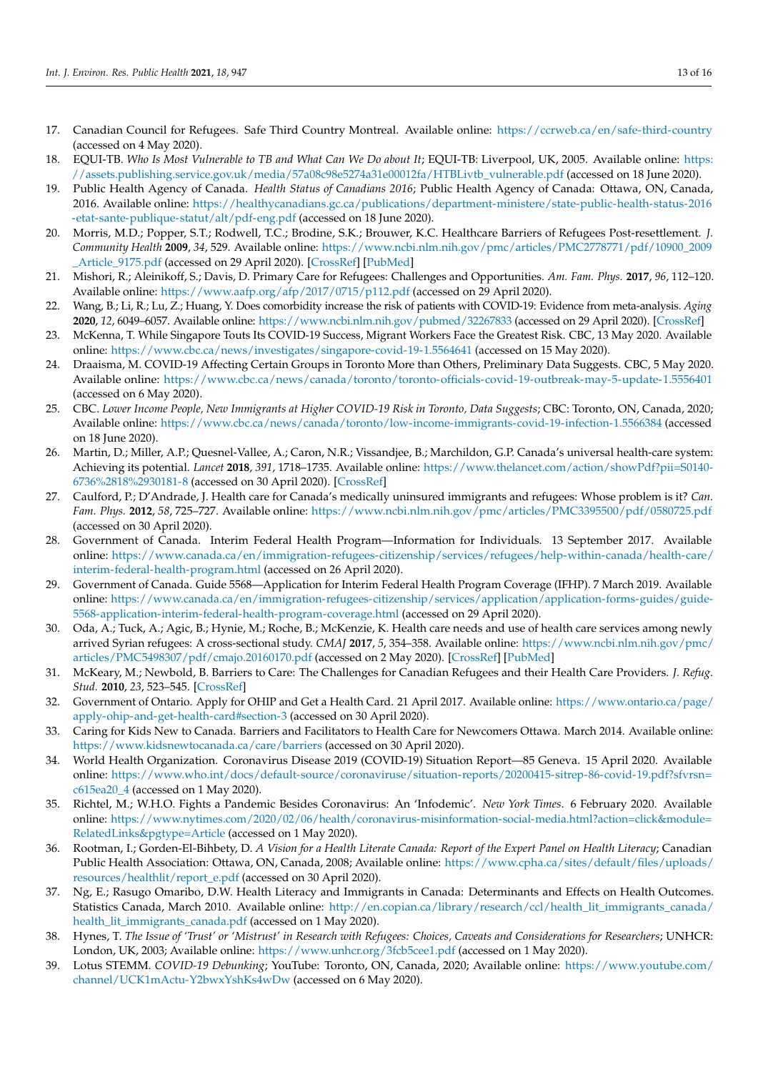17. Canadian Council for Refugees. Safe Third Country Montreal. Available online: https://ccrweb.ca/en/safe-third-country (accessed on 4 May 2020).
18. EQUI-TB. *Who Is Most Vulnerable to TB and What Can We Do about It*; EQUI-TB: Liverpool, UK, 2005. Available online: https://assets.publishing.service.gov.uk/media/57a08c98e5274a31e00012fa/HTBLivtb_vulnerable.pdf (accessed on 18 June 2020).
19. Public Health Agency of Canada. *Health Status of Canadians 2016*; Public Health Agency of Canada: Ottawa, ON, Canada, 2016. Available online: https://healthycanadians.gc.ca/publications/department-ministere/state-public-health-status-2016-etat-sante-publique-statut/alt/pdf-eng.pdf (accessed on 18 June 2020).
20. Morris, M.D.; Popper, S.T.; Rodwell, T.C.; Brodine, S.K.; Brouwer, K.C. Healthcare Barriers of Refugees Post-resettlement. *J. Community Health* **2009**, *34*, 529. Available online: https://www.ncbi.nlm.nih.gov/pmc/articles/PMC2778771/pdf/10900_2009_Article_9175.pdf (accessed on 29 April 2020). [CrossRef] [PubMed]
21. Mishori, R.; Aleinikoff, S.; Davis, D. Primary Care for Refugees: Challenges and Opportunities. *Am. Fam. Phys.* **2017**, *96*, 112–120. Available online: https://www.aafp.org/afp/2017/0715/p112.pdf (accessed on 29 April 2020).
22. Wang, B.; Li, R.; Lu, Z.; Huang, Y. Does comorbidity increase the risk of patients with COVID-19: Evidence from meta-analysis. *Aging* **2020**, *12*, 6049–6057. Available online: https://www.ncbi.nlm.nih.gov/pubmed/32267833 (accessed on 29 April 2020). [CrossRef]
23. McKenna, T. While Singapore Touts Its COVID-19 Success, Migrant Workers Face the Greatest Risk. CBC, 13 May 2020. Available online: https://www.cbc.ca/news/investigates/singapore-covid-19-1.5564641 (accessed on 15 May 2020).
24. Draaisma, M. COVID-19 Affecting Certain Groups in Toronto More than Others, Preliminary Data Suggests. CBC, 5 May 2020. Available online: https://www.cbc.ca/news/canada/toronto/toronto-officials-covid-19-outbreak-may-5-update-1.5556401 (accessed on 6 May 2020).
25. CBC. *Lower Income People, New Immigrants at Higher COVID-19 Risk in Toronto, Data Suggests*; CBC: Toronto, ON, Canada, 2020; Available online: https://www.cbc.ca/news/canada/toronto/low-income-immigrants-covid-19-infection-1.5566384 (accessed on 18 June 2020).
26. Martin, D.; Miller, A.P.; Quesnel-Vallee, A.; Caron, N.R.; Vissandjee, B.; Marchildon, G.P. Canada's universal health-care system: Achieving its potential. *Lancet* **2018**, *391*, 1718–1735. Available online: https://www.thelancet.com/action/showPdf?pii=S0140-6736%2818%2930181-8 (accessed on 30 April 2020). [CrossRef]
27. Caulford, P.; D'Andrade, J. Health care for Canada's medically uninsured immigrants and refugees: Whose problem is it? *Can. Fam. Phys.* **2012**, *58*, 725–727. Available online: https://www.ncbi.nlm.nih.gov/pmc/articles/PMC3395500/pdf/0580725.pdf (accessed on 30 April 2020).
28. Government of Canada. Interim Federal Health Program—Information for Individuals. 13 September 2017. Available online: https://www.canada.ca/en/immigration-refugees-citizenship/services/refugees/help-within-canada/health-care/interim-federal-health-program.html (accessed on 26 April 2020).
29. Government of Canada. Guide 5568—Application for Interim Federal Health Program Coverage (IFHP). 7 March 2019. Available online: https://www.canada.ca/en/immigration-refugees-citizenship/services/application/application-forms-guides/guide-5568-application-interim-federal-health-program-coverage.html (accessed on 29 April 2020).
30. Oda, A.; Tuck, A.; Agic, B.; Hynie, M.; Roche, B.; McKenzie, K. Health care needs and use of health care services among newly arrived Syrian refugees: A cross-sectional study. *CMAJ* **2017**, *5*, 354–358. Available online: https://www.ncbi.nlm.nih.gov/pmc/articles/PMC5498307/pdf/cmajo.20160170.pdf (accessed on 2 May 2020). [CrossRef] [PubMed]
31. McKeary, M.; Newbold, B. Barriers to Care: The Challenges for Canadian Refugees and their Health Care Providers. *J. Refug. Stud.* **2010**, *23*, 523–545. [CrossRef]
32. Government of Ontario. Apply for OHIP and Get a Health Card. 21 April 2017. Available online: https://www.ontario.ca/page/apply-ohip-and-get-health-card#section-3 (accessed on 30 April 2020).
33. Caring for Kids New to Canada. Barriers and Facilitators to Health Care for Newcomers Ottawa. March 2014. Available online: https://www.kidsnewtocanada.ca/care/barriers (accessed on 30 April 2020).
34. World Health Organization. Coronavirus Disease 2019 (COVID-19) Situation Report—85 Geneva. 15 April 2020. Available online: https://www.who.int/docs/default-source/coronaviruse/situation-reports/20200415-sitrep-86-covid-19.pdf?sfvrsn=c615ea20_4 (accessed on 1 May 2020).
35. Richtel, M.; W.H.O. Fights a Pandemic Besides Coronavirus: An 'Infodemic'. *New York Times*. 6 February 2020. Available online: https://www.nytimes.com/2020/02/06/health/coronavirus-misinformation-social-media.html?action=click&module=RelatedLinks&pgtype=Article (accessed on 1 May 2020).
36. Rootman, I.; Gorden-El-Bihbety, D. *A Vision for a Health Literate Canada: Report of the Expert Panel on Health Literacy*; Canadian Public Health Association: Ottawa, ON, Canada, 2008; Available online: https://www.cpha.ca/sites/default/files/uploads/resources/healthlit/report_e.pdf (accessed on 30 April 2020).
37. Ng, E.; Rasugo Omaribo, D.W. Health Literacy and Immigrants in Canada: Determinants and Effects on Health Outcomes. Statistics Canada, March 2010. Available online: http://en.copian.ca/library/research/ccl/health_lit_immigrants_canada/health_lit_immigrants_canada.pdf (accessed on 1 May 2020).
38. Hynes, T. *The Issue of 'Trust' or 'Mistrust' in Research with Refugees: Choices, Caveats and Considerations for Researchers*; UNHCR: London, UK, 2003; Available online: https://www.unhcr.org/3fcb5cee1.pdf (accessed on 1 May 2020).
39. Lotus STEMM. *COVID-19 Debunking*; YouTube: Toronto, ON, Canada, 2020; Available online: https://www.youtube.com/channel/UCK1mActu-Y2bwxYshKs4wDw (accessed on 6 May 2020).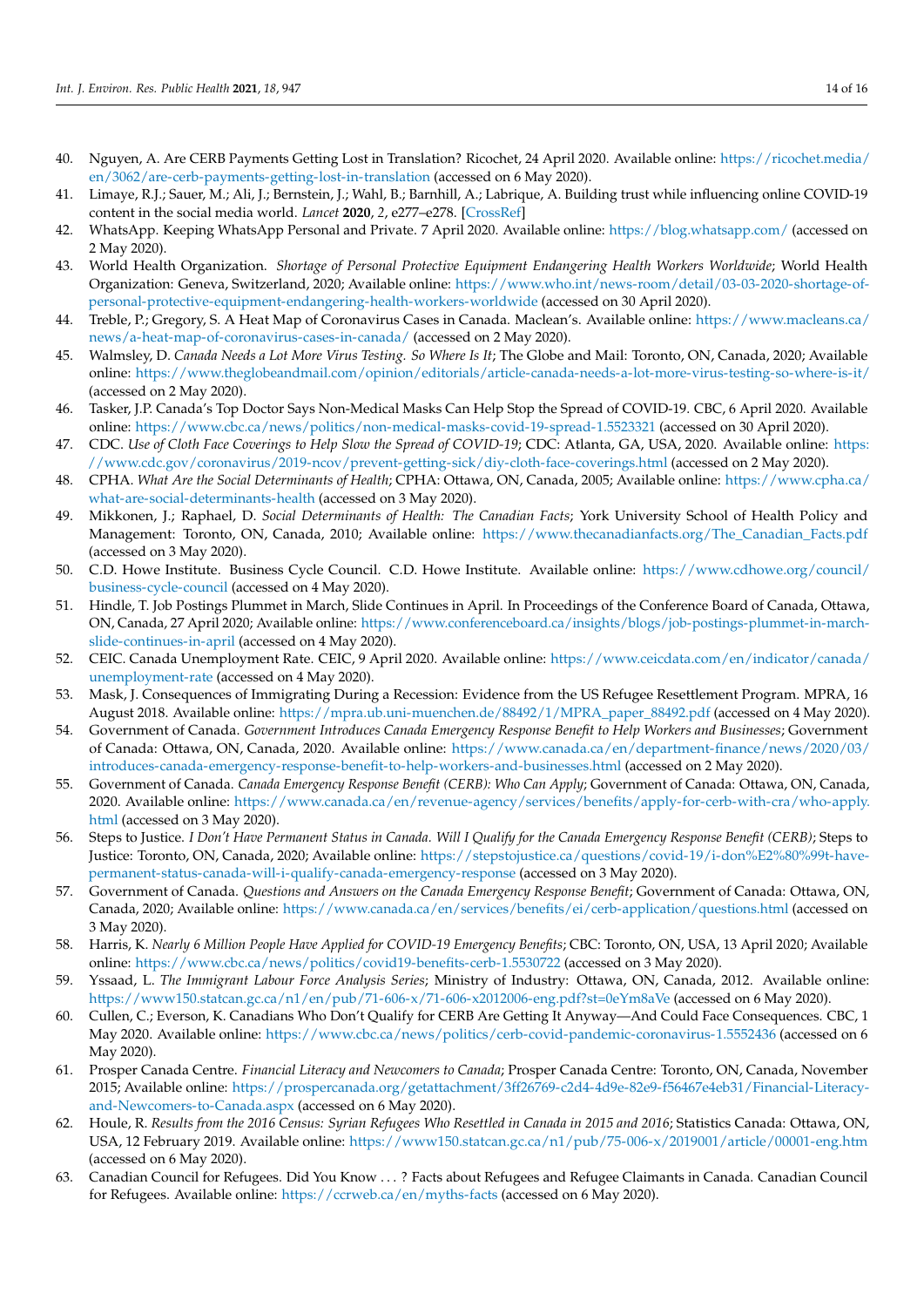40. Nguyen, A. Are CERB Payments Getting Lost in Translation? Ricochet, 24 April 2020. Available online: https://ricochet.media/en/3062/are-cerb-payments-getting-lost-in-translation (accessed on 6 May 2020).
41. Limaye, R.J.; Sauer, M.; Ali, J.; Bernstein, J.; Wahl, B.; Barnhill, A.; Labrique, A. Building trust while influencing online COVID-19 content in the social media world. *Lancet* **2020**, *2*, e277–e278. [CrossRef]
42. WhatsApp. Keeping WhatsApp Personal and Private. 7 April 2020. Available online: https://blog.whatsapp.com/ (accessed on 2 May 2020).
43. World Health Organization. *Shortage of Personal Protective Equipment Endangering Health Workers Worldwide*; World Health Organization: Geneva, Switzerland, 2020; Available online: https://www.who.int/news-room/detail/03-03-2020-shortage-of-personal-protective-equipment-endangering-health-workers-worldwide (accessed on 30 April 2020).
44. Treble, P.; Gregory, S. A Heat Map of Coronavirus Cases in Canada. Maclean's. Available online: https://www.macleans.ca/news/a-heat-map-of-coronavirus-cases-in-canada/ (accessed on 2 May 2020).
45. Walmsley, D. *Canada Needs a Lot More Virus Testing. So Where Is It*; The Globe and Mail: Toronto, ON, Canada, 2020; Available online: https://www.theglobeandmail.com/opinion/editorials/article-canada-needs-a-lot-more-virus-testing-so-where-is-it/ (accessed on 2 May 2020).
46. Tasker, J.P. Canada's Top Doctor Says Non-Medical Masks Can Help Stop the Spread of COVID-19. CBC, 6 April 2020. Available online: https://www.cbc.ca/news/politics/non-medical-masks-covid-19-spread-1.5523321 (accessed on 30 April 2020).
47. CDC. *Use of Cloth Face Coverings to Help Slow the Spread of COVID-19*; CDC: Atlanta, GA, USA, 2020. Available online: https://www.cdc.gov/coronavirus/2019-ncov/prevent-getting-sick/diy-cloth-face-coverings.html (accessed on 2 May 2020).
48. CPHA. *What Are the Social Determinants of Health*; CPHA: Ottawa, ON, Canada, 2005; Available online: https://www.cpha.ca/what-are-social-determinants-health (accessed on 3 May 2020).
49. Mikkonen, J.; Raphael, D. *Social Determinants of Health: The Canadian Facts*; York University School of Health Policy and Management: Toronto, ON, Canada, 2010; Available online: https://www.thecanadianfacts.org/The_Canadian_Facts.pdf (accessed on 3 May 2020).
50. C.D. Howe Institute. Business Cycle Council. C.D. Howe Institute. Available online: https://www.cdhowe.org/council/business-cycle-council (accessed on 4 May 2020).
51. Hindle, T. Job Postings Plummet in March, Slide Continues in April. In Proceedings of the Conference Board of Canada, Ottawa, ON, Canada, 27 April 2020; Available online: https://www.conferenceboard.ca/insights/blogs/job-postings-plummet-in-march-slide-continues-in-april (accessed on 4 May 2020).
52. CEIC. Canada Unemployment Rate. CEIC, 9 April 2020. Available online: https://www.ceicdata.com/en/indicator/canada/unemployment-rate (accessed on 4 May 2020).
53. Mask, J. Consequences of Immigrating During a Recession: Evidence from the US Refugee Resettlement Program. MPRA, 16 August 2018. Available online: https://mpra.ub.uni-muenchen.de/88492/1/MPRA_paper_88492.pdf (accessed on 4 May 2020).
54. Government of Canada. *Government Introduces Canada Emergency Response Benefit to Help Workers and Businesses*; Government of Canada: Ottawa, ON, Canada, 2020. Available online: https://www.canada.ca/en/department-finance/news/2020/03/introduces-canada-emergency-response-benefit-to-help-workers-and-businesses.html (accessed on 2 May 2020).
55. Government of Canada. *Canada Emergency Response Benefit (CERB): Who Can Apply*; Government of Canada: Ottawa, ON, Canada, 2020. Available online: https://www.canada.ca/en/revenue-agency/services/benefits/apply-for-cerb-with-cra/who-apply.html (accessed on 3 May 2020).
56. Steps to Justice. *I Don't Have Permanent Status in Canada. Will I Qualify for the Canada Emergency Response Benefit (CERB)*; Steps to Justice: Toronto, ON, Canada, 2020; Available online: https://stepstojustice.ca/questions/covid-19/i-don%E2%80%99t-have-permanent-status-canada-will-i-qualify-canada-emergency-response (accessed on 3 May 2020).
57. Government of Canada. *Questions and Answers on the Canada Emergency Response Benefit*; Government of Canada: Ottawa, ON, Canada, 2020; Available online: https://www.canada.ca/en/services/benefits/ei/cerb-application/questions.html (accessed on 3 May 2020).
58. Harris, K. *Nearly 6 Million People Have Applied for COVID-19 Emergency Benefits*; CBC: Toronto, ON, USA, 13 April 2020; Available online: https://www.cbc.ca/news/politics/covid19-benefits-cerb-1.5530722 (accessed on 3 May 2020).
59. Yssaad, L. *The Immigrant Labour Force Analysis Series*; Ministry of Industry: Ottawa, ON, Canada, 2012. Available online: https://www150.statcan.gc.ca/n1/en/pub/71-606-x/71-606-x2012006-eng.pdf?st=0eYm8aVe (accessed on 6 May 2020).
60. Cullen, C.; Everson, K. Canadians Who Don't Qualify for CERB Are Getting It Anyway—And Could Face Consequences. CBC, 1 May 2020. Available online: https://www.cbc.ca/news/politics/cerb-covid-pandemic-coronavirus-1.5552436 (accessed on 6 May 2020).
61. Prosper Canada Centre. *Financial Literacy and Newcomers to Canada*; Prosper Canada Centre: Toronto, ON, Canada, November 2015; Available online: https://prospercanada.org/getattachment/3ff26769-c2d4-4d9e-82e9-f56467e4eb31/Financial-Literacy-and-Newcomers-to-Canada.aspx (accessed on 6 May 2020).
62. Houle, R. *Results from the 2016 Census: Syrian Refugees Who Resettled in Canada in 2015 and 2016*; Statistics Canada: Ottawa, ON, USA, 12 February 2019. Available online: https://www150.statcan.gc.ca/n1/pub/75-006-x/2019001/article/00001-eng.htm (accessed on 6 May 2020).
63. Canadian Council for Refugees. Did You Know . . . ? Facts about Refugees and Refugee Claimants in Canada. Canadian Council for Refugees. Available online: https://ccrweb.ca/en/myths-facts (accessed on 6 May 2020).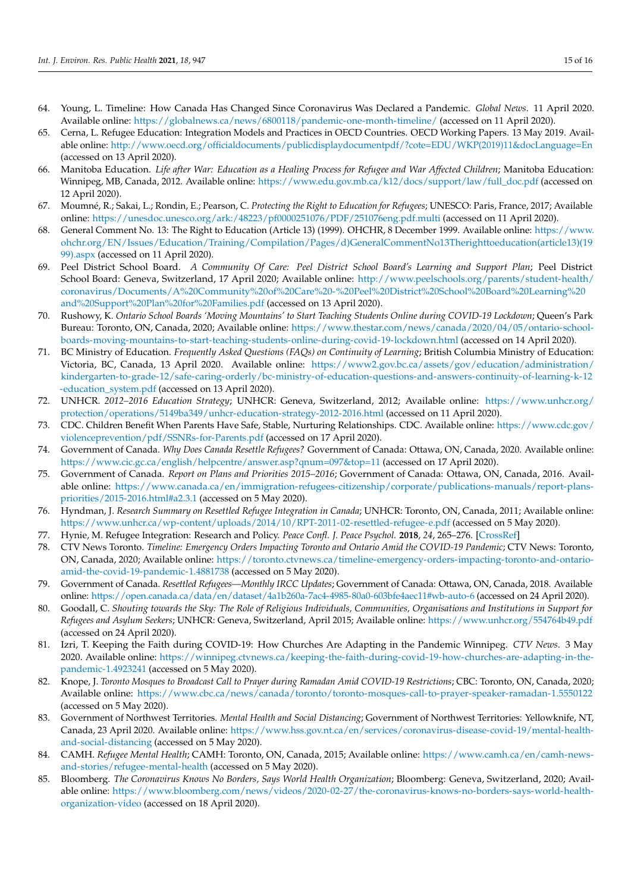64. Young, L. Timeline: How Canada Has Changed Since Coronavirus Was Declared a Pandemic. *Global News*. 11 April 2020. Available online: https://globalnews.ca/news/6800118/pandemic-one-month-timeline/ (accessed on 11 April 2020).
65. Cerna, L. Refugee Education: Integration Models and Practices in OECD Countries. OECD Working Papers. 13 May 2019. Available online: http://www.oecd.org/officialdocuments/publicdisplaydocumentpdf/?cote=EDU/WKP(2019)11&docLanguage=En (accessed on 13 April 2020).
66. Manitoba Education. *Life after War: Education as a Healing Process for Refugee and War Affected Children*; Manitoba Education: Winnipeg, MB, Canada, 2012. Available online: https://www.edu.gov.mb.ca/k12/docs/support/law/full_doc.pdf (accessed on 12 April 2020).
67. Moumné, R.; Sakai, L.; Rondin, E.; Pearson, C. *Protecting the Right to Education for Refugees*; UNESCO: Paris, France, 2017; Available online: https://unesdoc.unesco.org/ark:/48223/pf0000251076/PDF/251076eng.pdf.multi (accessed on 11 April 2020).
68. General Comment No. 13: The Right to Education (Article 13) (1999). OHCHR, 8 December 1999. Available online: https://www.ohchr.org/EN/Issues/Education/Training/Compilation/Pages/d)GeneralCommentNo13Therighttoeducation(article13)(1999).aspx (accessed on 11 April 2020).
69. Peel District School Board. *A Community Of Care: Peel District School Board's Learning and Support Plan*; Peel District School Board: Geneva, Switzerland, 17 April 2020; Available online: http://www.peelschools.org/parents/student-health/coronavirus/Documents/A%20Community%20of%20Care%20-%20Peel%20District%20School%20Board%20Learning%20and%20Support%20Plan%20for%20Families.pdf (accessed on 13 April 2020).
70. Rushowy, K. *Ontario School Boards 'Moving Mountains' to Start Teaching Students Online during COVID-19 Lockdown*; Queen's Park Bureau: Toronto, ON, Canada, 2020; Available online: https://www.thestar.com/news/canada/2020/04/05/ontario-school-boards-moving-mountains-to-start-teaching-students-online-during-covid-19-lockdown.html (accessed on 14 April 2020).
71. BC Ministry of Education. *Frequently Asked Questions (FAQs) on Continuity of Learning*; British Columbia Ministry of Education: Victoria, BC, Canada, 13 April 2020. Available online: https://www2.gov.bc.ca/assets/gov/education/administration/kindergarten-to-grade-12/safe-caring-orderly/bc-ministry-of-education-questions-and-answers-continuity-of-learning-k-12-education_system.pdf (accessed on 13 April 2020).
72. UNHCR. *2012–2016 Education Strategy*; UNHCR: Geneva, Switzerland, 2012; Available online: https://www.unhcr.org/protection/operations/5149ba349/unhcr-education-strategy-2012-2016.html (accessed on 11 April 2020).
73. CDC. Children Benefit When Parents Have Safe, Stable, Nurturing Relationships. CDC. Available online: https://www.cdc.gov/violenceprevention/pdf/SSNRs-for-Parents.pdf (accessed on 17 April 2020).
74. Government of Canada. *Why Does Canada Resettle Refugees?* Government of Canada: Ottawa, ON, Canada, 2020. Available online: https://www.cic.gc.ca/english/helpcentre/answer.asp?qnum=097&top=11 (accessed on 17 April 2020).
75. Government of Canada. *Report on Plans and Priorities 2015–2016*; Government of Canada: Ottawa, ON, Canada, 2016. Available online: https://www.canada.ca/en/immigration-refugees-citizenship/corporate/publications-manuals/report-plans-priorities/2015-2016.html#a2.3.1 (accessed on 5 May 2020).
76. Hyndman, J. *Research Summary on Resettled Refugee Integration in Canada*; UNHCR: Toronto, ON, Canada, 2011; Available online: https://www.unhcr.ca/wp-content/uploads/2014/10/RPT-2011-02-resettled-refugee-e.pdf (accessed on 5 May 2020).
77. Hynie, M. Refugee Integration: Research and Policy. *Peace Confl. J. Peace Psychol.* **2018**, *24*, 265–276. [CrossRef]
78. CTV News Toronto. *Timeline: Emergency Orders Impacting Toronto and Ontario Amid the COVID-19 Pandemic*; CTV News: Toronto, ON, Canada, 2020; Available online: https://toronto.ctvnews.ca/timeline-emergency-orders-impacting-toronto-and-ontario-amid-the-covid-19-pandemic-1.4881738 (accessed on 5 May 2020).
79. Government of Canada. *Resettled Refugees—Monthly IRCC Updates*; Government of Canada: Ottawa, ON, Canada, 2018. Available online: https://open.canada.ca/data/en/dataset/4a1b260a-7ac4-4985-80a0-603bfe4aec11#wb-auto-6 (accessed on 24 April 2020).
80. Goodall, C. *Shouting towards the Sky: The Role of Religious Individuals, Communities, Organisations and Institutions in Support for Refugees and Asylum Seekers*; UNHCR: Geneva, Switzerland, April 2015; Available online: https://www.unhcr.org/554764b49.pdf (accessed on 24 April 2020).
81. Izri, T. Keeping the Faith during COVID-19: How Churches Are Adapting in the Pandemic Winnipeg. *CTV News*. 3 May 2020. Available online: https://winnipeg.ctvnews.ca/keeping-the-faith-during-covid-19-how-churches-are-adapting-in-the-pandemic-1.4923241 (accessed on 5 May 2020).
82. Knope, J. *Toronto Mosques to Broadcast Call to Prayer during Ramadan Amid COVID-19 Restrictions*; CBC: Toronto, ON, Canada, 2020; Available online: https://www.cbc.ca/news/canada/toronto/toronto-mosques-call-to-prayer-speaker-ramadan-1.5550122 (accessed on 5 May 2020).
83. Government of Northwest Territories. *Mental Health and Social Distancing*; Government of Northwest Territories: Yellowknife, NT, Canada, 23 April 2020. Available online: https://www.hss.gov.nt.ca/en/services/coronavirus-disease-covid-19/mental-health-and-social-distancing (accessed on 5 May 2020).
84. CAMH. *Refugee Mental Health*; CAMH: Toronto, ON, Canada, 2015; Available online: https://www.camh.ca/en/camh-news-and-stories/refugee-mental-health (accessed on 5 May 2020).
85. Bloomberg. *The Coronavirus Knows No Borders, Says World Health Organization*; Bloomberg: Geneva, Switzerland, 2020; Available online: https://www.bloomberg.com/news/videos/2020-02-27/the-coronavirus-knows-no-borders-says-world-health-organization-video (accessed on 18 April 2020).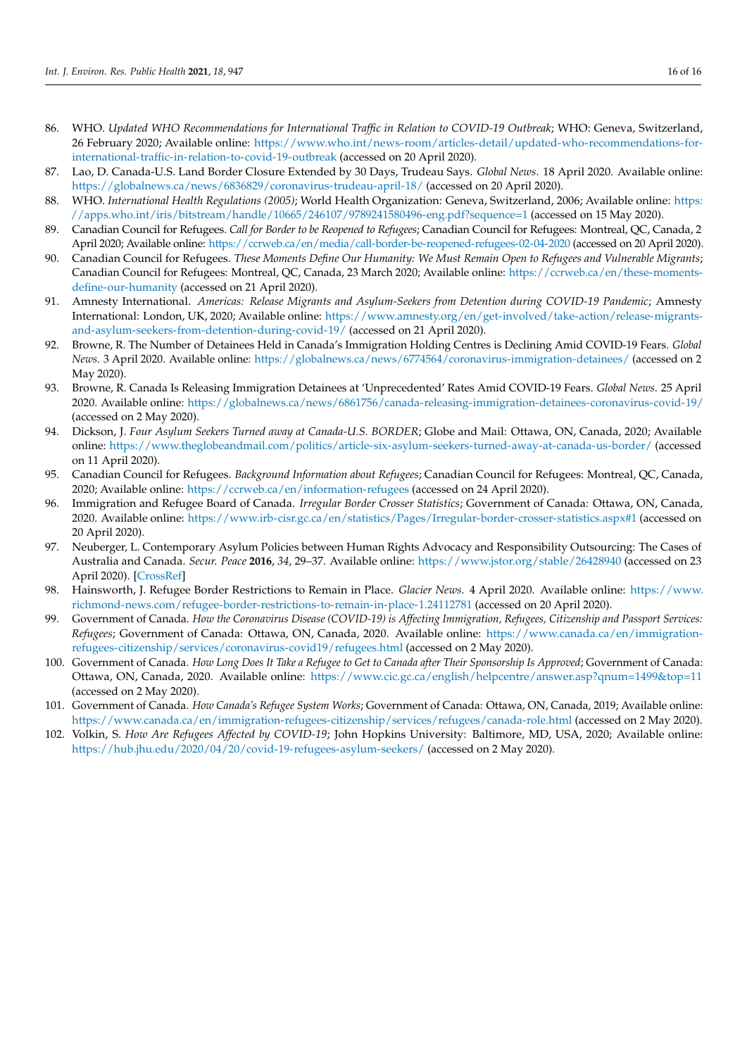86. WHO. *Updated WHO Recommendations for International Traffic in Relation to COVID-19 Outbreak*; WHO: Geneva, Switzerland, 26 February 2020; Available online: https://www.who.int/news-room/articles-detail/updated-who-recommendations-for-international-traffic-in-relation-to-covid-19-outbreak (accessed on 20 April 2020).
87. Lao, D. Canada-U.S. Land Border Closure Extended by 30 Days, Trudeau Says. *Global News*. 18 April 2020. Available online: https://globalnews.ca/news/6836829/coronavirus-trudeau-april-18/ (accessed on 20 April 2020).
88. WHO. *International Health Regulations (2005)*; World Health Organization: Geneva, Switzerland, 2006; Available online: https://apps.who.int/iris/bitstream/handle/10665/246107/9789241580496-eng.pdf?sequence=1 (accessed on 15 May 2020).
89. Canadian Council for Refugees. *Call for Border to be Reopened to Refugees*; Canadian Council for Refugees: Montreal, QC, Canada, 2 April 2020; Available online: https://ccrweb.ca/en/media/call-border-be-reopened-refugees-02-04-2020 (accessed on 20 April 2020).
90. Canadian Council for Refugees. *These Moments Define Our Humanity: We Must Remain Open to Refugees and Vulnerable Migrants*; Canadian Council for Refugees: Montreal, QC, Canada, 23 March 2020; Available online: https://ccrweb.ca/en/these-moments-define-our-humanity (accessed on 21 April 2020).
91. Amnesty International. *Americas: Release Migrants and Asylum-Seekers from Detention during COVID-19 Pandemic*; Amnesty International: London, UK, 2020; Available online: https://www.amnesty.org/en/get-involved/take-action/release-migrants-and-asylum-seekers-from-detention-during-covid-19/ (accessed on 21 April 2020).
92. Browne, R. The Number of Detainees Held in Canada's Immigration Holding Centres is Declining Amid COVID-19 Fears. *Global News*. 3 April 2020. Available online: https://globalnews.ca/news/6774564/coronavirus-immigration-detainees/ (accessed on 2 May 2020).
93. Browne, R. Canada Is Releasing Immigration Detainees at 'Unprecedented' Rates Amid COVID-19 Fears. *Global News*. 25 April 2020. Available online: https://globalnews.ca/news/6861756/canada-releasing-immigration-detainees-coronavirus-covid-19/ (accessed on 2 May 2020).
94. Dickson, J. *Four Asylum Seekers Turned away at Canada-U.S. BORDER*; Globe and Mail: Ottawa, ON, Canada, 2020; Available online: https://www.theglobeandmail.com/politics/article-six-asylum-seekers-turned-away-at-canada-us-border/ (accessed on 11 April 2020).
95. Canadian Council for Refugees. *Background Information about Refugees*; Canadian Council for Refugees: Montreal, QC, Canada, 2020; Available online: https://ccrweb.ca/en/information-refugees (accessed on 24 April 2020).
96. Immigration and Refugee Board of Canada. *Irregular Border Crosser Statistics*; Government of Canada: Ottawa, ON, Canada, 2020. Available online: https://www.irb-cisr.gc.ca/en/statistics/Pages/Irregular-border-crosser-statistics.aspx#1 (accessed on 20 April 2020).
97. Neuberger, L. Contemporary Asylum Policies between Human Rights Advocacy and Responsibility Outsourcing: The Cases of Australia and Canada. *Secur. Peace* **2016**, *34*, 29–37. Available online: https://www.jstor.org/stable/26428940 (accessed on 23 April 2020). [CrossRef]
98. Hainsworth, J. Refugee Border Restrictions to Remain in Place. *Glacier News*. 4 April 2020. Available online: https://www.richmond-news.com/refugee-border-restrictions-to-remain-in-place-1.24112781 (accessed on 20 April 2020).
99. Government of Canada. *How the Coronavirus Disease (COVID-19) is Affecting Immigration, Refugees, Citizenship and Passport Services: Refugees*; Government of Canada: Ottawa, ON, Canada, 2020. Available online: https://www.canada.ca/en/immigration-refugees-citizenship/services/coronavirus-covid19/refugees.html (accessed on 2 May 2020).
100. Government of Canada. *How Long Does It Take a Refugee to Get to Canada after Their Sponsorship Is Approved*; Government of Canada: Ottawa, ON, Canada, 2020. Available online: https://www.cic.gc.ca/english/helpcentre/answer.asp?qnum=1499&top=11 (accessed on 2 May 2020).
101. Government of Canada. *How Canada's Refugee System Works*; Government of Canada: Ottawa, ON, Canada, 2019; Available online: https://www.canada.ca/en/immigration-refugees-citizenship/services/refugees/canada-role.html (accessed on 2 May 2020).
102. Volkin, S. *How Are Refugees Affected by COVID-19*; John Hopkins University: Baltimore, MD, USA, 2020; Available online: https://hub.jhu.edu/2020/04/20/covid-19-refugees-asylum-seekers/ (accessed on 2 May 2020).